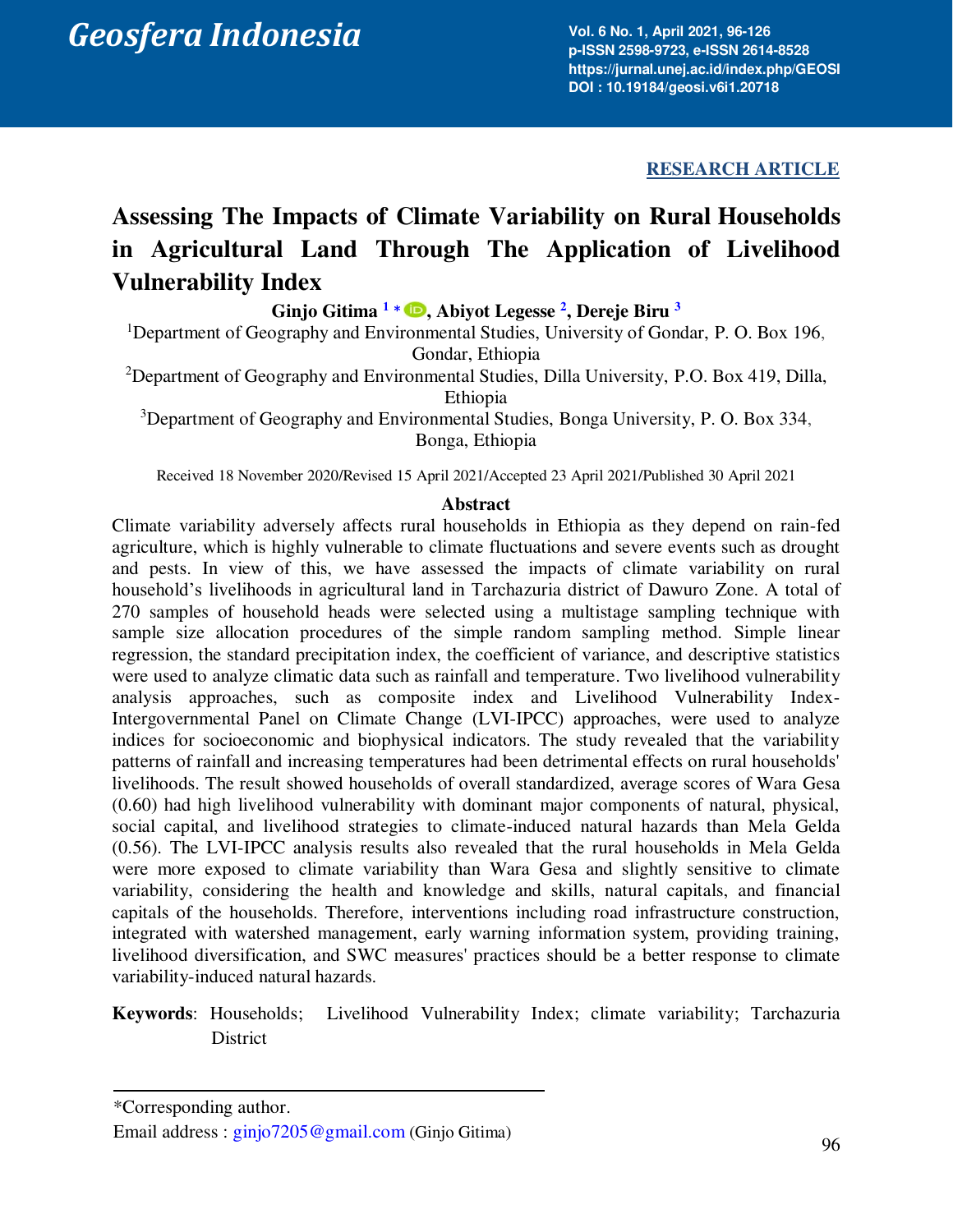**RESEARCH ARTICLE**

# Assessing The Impacts of Climate Variability on Rural Households in Agricultural Land Through The Application of Livelihood Vulnerability Index

**Ginjo Gitima [1] *, Abiyot Legesse [2], Dereje Biru [3]**

[1]Department of Geography and Environmental Studies, University of Gondar, P. O. Box 196, Gondar, Ethiopia

[2]Department of Geography and Environmental Studies, Dilla University, P.O. Box 419, Dilla, Ethiopia

[3]Department of Geography and Environmental Studies, Bonga University, P. O. Box 334, Bonga, Ethiopia

Received 18 November 2020/Revised 15 April 2021/Accepted 23 April 2021/Published 30 April 2021

## Abstract

Climate variability adversely affects rural households in Ethiopia as they depend on rain-fed agriculture, which is highly vulnerable to climate fluctuations and severe events such as drought and pests. In view of this, we have assessed the impacts of climate variability on rural household's livelihoods in agricultural land in Tarchazuria district of Dawuro Zone. A total of 270 samples of household heads were selected using a multistage sampling technique with sample size allocation procedures of the simple random sampling method. Simple linear regression, the standard precipitation index, the coefficient of variance, and descriptive statistics were used to analyze climatic data such as rainfall and temperature. Two livelihood vulnerability analysis approaches, such as composite index and Livelihood Vulnerability Index-Intergovernmental Panel on Climate Change (LVI-IPCC) approaches, were used to analyze indices for socioeconomic and biophysical indicators. The study revealed that the variability patterns of rainfall and increasing temperatures had been detrimental effects on rural households' livelihoods. The result showed households of overall standardized, average scores of Wara Gesa (0.60) had high livelihood vulnerability with dominant major components of natural, physical, social capital, and livelihood strategies to climate-induced natural hazards than Mela Gelda (0.56). The LVI-IPCC analysis results also revealed that the rural households in Mela Gelda were more exposed to climate variability than Wara Gesa and slightly sensitive to climate variability, considering the health and knowledge and skills, natural capitals, and financial capitals of the households. Therefore, interventions including road infrastructure construction, integrated with watershed management, early warning information system, providing training, livelihood diversification, and SWC measures' practices should be a better response to climate variability-induced natural hazards.

**Keywords**: Households; Livelihood Vulnerability Index; climate variability; Tarchazuria District

---

*Corresponding author.

Email address : ginjo7205@gmail.com (Ginjo Gitima)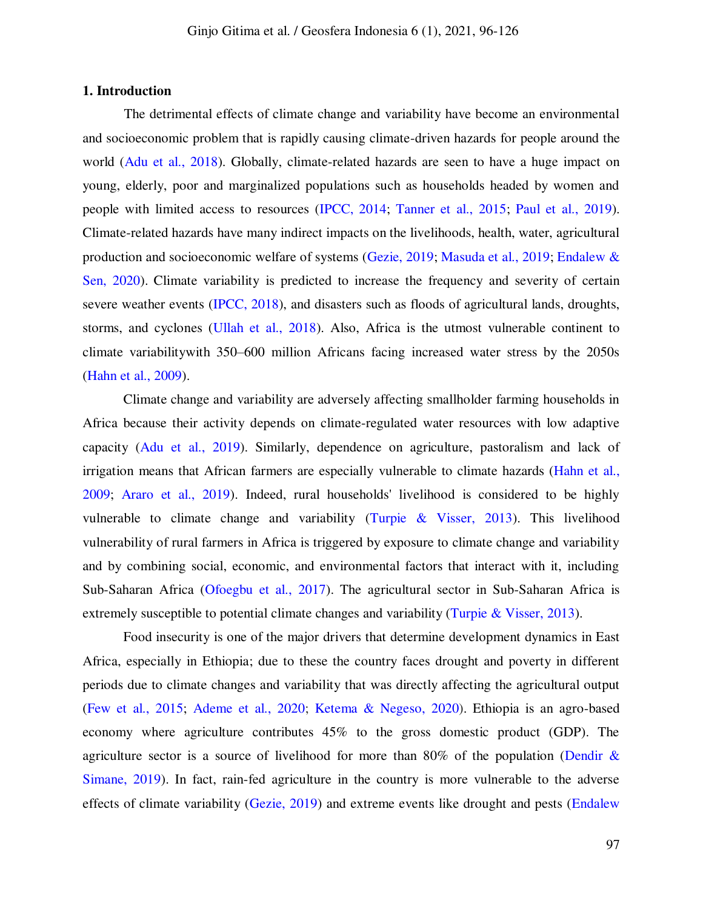## 1. Introduction

The detrimental effects of climate change and variability have become an environmental and socioeconomic problem that is rapidly causing climate-driven hazards for people around the world (Adu et al., 2018). Globally, climate-related hazards are seen to have a huge impact on young, elderly, poor and marginalized populations such as households headed by women and people with limited access to resources (IPCC, 2014; Tanner et al., 2015; Paul et al., 2019). Climate-related hazards have many indirect impacts on the livelihoods, health, water, agricultural production and socioeconomic welfare of systems (Gezie, 2019; Masuda et al., 2019; Endalew & Sen, 2020). Climate variability is predicted to increase the frequency and severity of certain severe weather events (IPCC, 2018), and disasters such as floods of agricultural lands, droughts, storms, and cyclones (Ullah et al., 2018). Also, Africa is the utmost vulnerable continent to climate variabilitywith 350–600 million Africans facing increased water stress by the 2050s (Hahn et al., 2009).

Climate change and variability are adversely affecting smallholder farming households in Africa because their activity depends on climate-regulated water resources with low adaptive capacity (Adu et al., 2019). Similarly, dependence on agriculture, pastoralism and lack of irrigation means that African farmers are especially vulnerable to climate hazards (Hahn et al., 2009; Araro et al., 2019). Indeed, rural households' livelihood is considered to be highly vulnerable to climate change and variability (Turpie & Visser, 2013). This livelihood vulnerability of rural farmers in Africa is triggered by exposure to climate change and variability and by combining social, economic, and environmental factors that interact with it, including Sub-Saharan Africa (Ofoegbu et al., 2017). The agricultural sector in Sub-Saharan Africa is extremely susceptible to potential climate changes and variability (Turpie & Visser, 2013).

Food insecurity is one of the major drivers that determine development dynamics in East Africa, especially in Ethiopia; due to these the country faces drought and poverty in different periods due to climate changes and variability that was directly affecting the agricultural output (Few et al., 2015; Ademe et al., 2020; Ketema & Negeso, 2020). Ethiopia is an agro-based economy where agriculture contributes 45% to the gross domestic product (GDP). The agriculture sector is a source of livelihood for more than 80% of the population (Dendir & Simane, 2019). In fact, rain-fed agriculture in the country is more vulnerable to the adverse effects of climate variability (Gezie, 2019) and extreme events like drought and pests (Endalew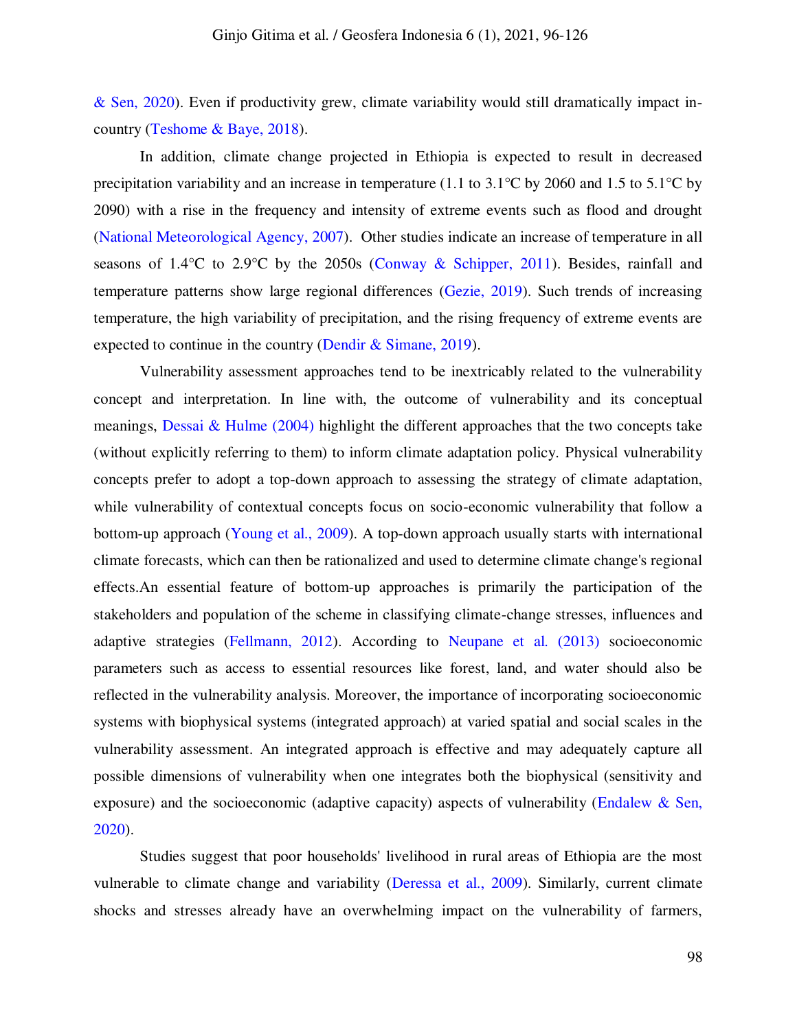& Sen, 2020). Even if productivity grew, climate variability would still dramatically impact in-country (Teshome & Baye, 2018).

In addition, climate change projected in Ethiopia is expected to result in decreased precipitation variability and an increase in temperature (1.1 to 3.1°C by 2060 and 1.5 to 5.1°C by 2090) with a rise in the frequency and intensity of extreme events such as flood and drought (National Meteorological Agency, 2007). Other studies indicate an increase of temperature in all seasons of 1.4°C to 2.9°C by the 2050s (Conway & Schipper, 2011). Besides, rainfall and temperature patterns show large regional differences (Gezie, 2019). Such trends of increasing temperature, the high variability of precipitation, and the rising frequency of extreme events are expected to continue in the country (Dendir & Simane, 2019).

Vulnerability assessment approaches tend to be inextricably related to the vulnerability concept and interpretation. In line with, the outcome of vulnerability and its conceptual meanings, Dessai & Hulme (2004) highlight the different approaches that the two concepts take (without explicitly referring to them) to inform climate adaptation policy. Physical vulnerability concepts prefer to adopt a top-down approach to assessing the strategy of climate adaptation, while vulnerability of contextual concepts focus on socio-economic vulnerability that follow a bottom-up approach (Young et al., 2009). A top-down approach usually starts with international climate forecasts, which can then be rationalized and used to determine climate change's regional effects.An essential feature of bottom-up approaches is primarily the participation of the stakeholders and population of the scheme in classifying climate-change stresses, influences and adaptive strategies (Fellmann, 2012). According to Neupane et al. (2013) socioeconomic parameters such as access to essential resources like forest, land, and water should also be reflected in the vulnerability analysis. Moreover, the importance of incorporating socioeconomic systems with biophysical systems (integrated approach) at varied spatial and social scales in the vulnerability assessment. An integrated approach is effective and may adequately capture all possible dimensions of vulnerability when one integrates both the biophysical (sensitivity and exposure) and the socioeconomic (adaptive capacity) aspects of vulnerability (Endalew & Sen, 2020).

Studies suggest that poor households' livelihood in rural areas of Ethiopia are the most vulnerable to climate change and variability (Deressa et al., 2009). Similarly, current climate shocks and stresses already have an overwhelming impact on the vulnerability of farmers,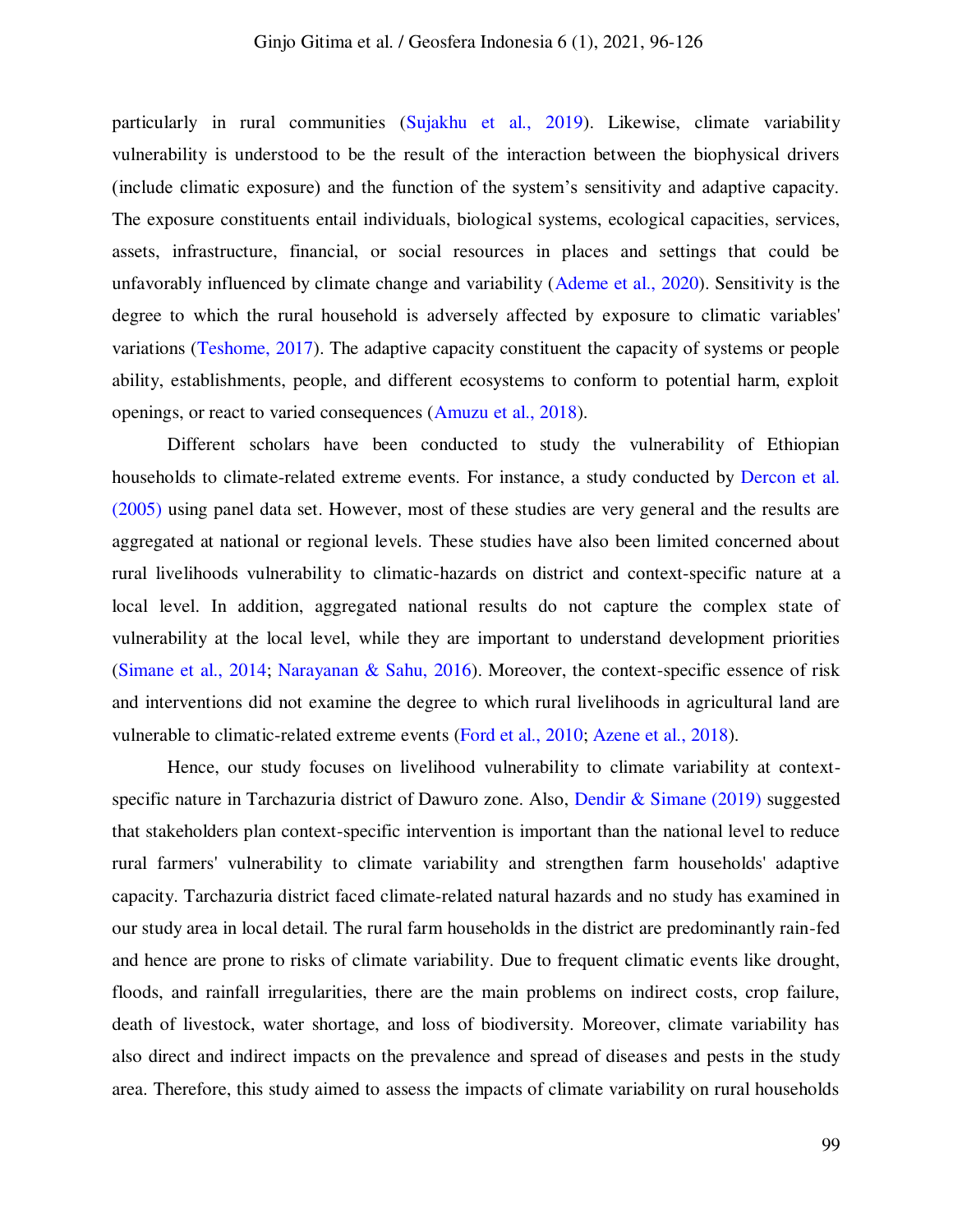particularly in rural communities (Sujakhu et al., 2019). Likewise, climate variability vulnerability is understood to be the result of the interaction between the biophysical drivers (include climatic exposure) and the function of the system's sensitivity and adaptive capacity. The exposure constituents entail individuals, biological systems, ecological capacities, services, assets, infrastructure, financial, or social resources in places and settings that could be unfavorably influenced by climate change and variability (Ademe et al., 2020). Sensitivity is the degree to which the rural household is adversely affected by exposure to climatic variables' variations (Teshome, 2017). The adaptive capacity constituent the capacity of systems or people ability, establishments, people, and different ecosystems to conform to potential harm, exploit openings, or react to varied consequences (Amuzu et al., 2018).

Different scholars have been conducted to study the vulnerability of Ethiopian households to climate-related extreme events. For instance, a study conducted by Dercon et al. (2005) using panel data set. However, most of these studies are very general and the results are aggregated at national or regional levels. These studies have also been limited concerned about rural livelihoods vulnerability to climatic-hazards on district and context-specific nature at a local level. In addition, aggregated national results do not capture the complex state of vulnerability at the local level, while they are important to understand development priorities (Simane et al., 2014; Narayanan & Sahu, 2016). Moreover, the context-specific essence of risk and interventions did not examine the degree to which rural livelihoods in agricultural land are vulnerable to climatic-related extreme events (Ford et al., 2010; Azene et al., 2018).

Hence, our study focuses on livelihood vulnerability to climate variability at context-specific nature in Tarchazuria district of Dawuro zone. Also, Dendir & Simane (2019) suggested that stakeholders plan context-specific intervention is important than the national level to reduce rural farmers' vulnerability to climate variability and strengthen farm households' adaptive capacity. Tarchazuria district faced climate-related natural hazards and no study has examined in our study area in local detail. The rural farm households in the district are predominantly rain-fed and hence are prone to risks of climate variability. Due to frequent climatic events like drought, floods, and rainfall irregularities, there are the main problems on indirect costs, crop failure, death of livestock, water shortage, and loss of biodiversity. Moreover, climate variability has also direct and indirect impacts on the prevalence and spread of diseases and pests in the study area. Therefore, this study aimed to assess the impacts of climate variability on rural households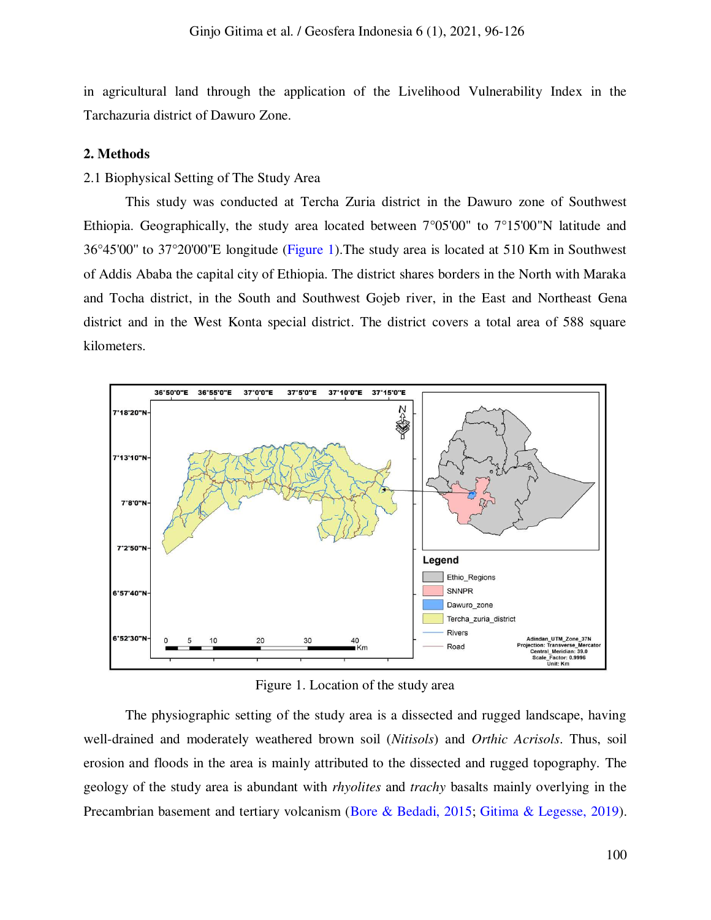in agricultural land through the application of the Livelihood Vulnerability Index in the Tarchazuria district of Dawuro Zone.

## 2. Methods

### 2.1 Biophysical Setting of The Study Area

This study was conducted at Tercha Zuria district in the Dawuro zone of Southwest Ethiopia. Geographically, the study area located between 7°05'00" to 7°15'00"N latitude and 36°45'00" to 37°20'00"E longitude (Figure 1).The study area is located at 510 Km in Southwest of Addis Ababa the capital city of Ethiopia. The district shares borders in the North with Maraka and Tocha district, in the South and Southwest Gojeb river, in the East and Northeast Gena district and in the West Konta special district. The district covers a total area of 588 square kilometers.

Figure 1. Location of the study area

The physiographic setting of the study area is a dissected and rugged landscape, having well-drained and moderately weathered brown soil (*Nitisols*) and *Orthic Acrisols*. Thus, soil erosion and floods in the area is mainly attributed to the dissected and rugged topography. The geology of the study area is abundant with *rhyolites* and *trachy* basalts mainly overlying in the Precambrian basement and tertiary volcanism (Bore & Bedadi, 2015; Gitima & Legesse, 2019).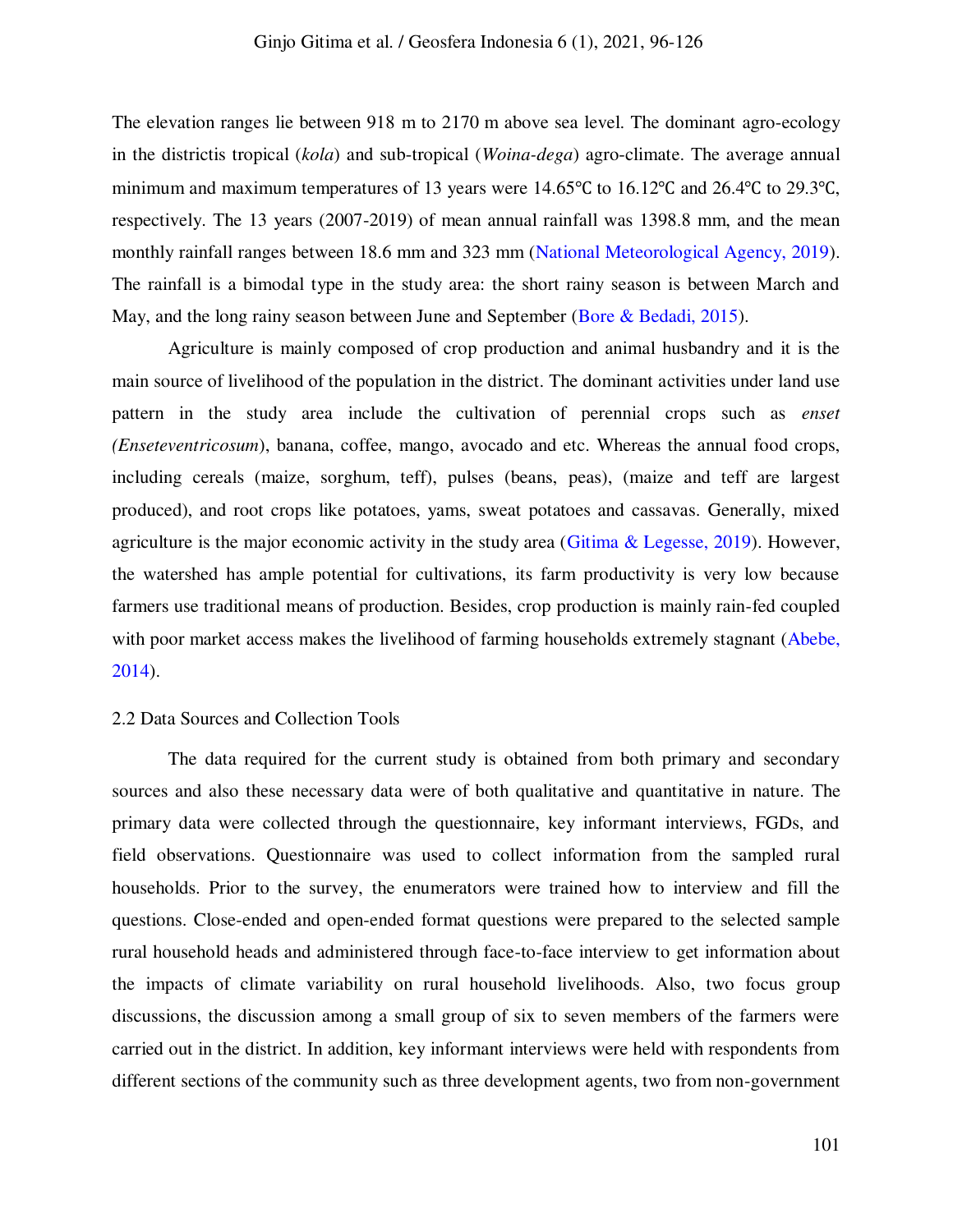The elevation ranges lie between 918 m to 2170 m above sea level. The dominant agro-ecology in the districtis tropical (*kola*) and sub-tropical (*Woina-dega*) agro-climate. The average annual minimum and maximum temperatures of 13 years were 14.65℃ to 16.12℃ and 26.4℃ to 29.3℃, respectively. The 13 years (2007-2019) of mean annual rainfall was 1398.8 mm, and the mean monthly rainfall ranges between 18.6 mm and 323 mm (National Meteorological Agency, 2019). The rainfall is a bimodal type in the study area: the short rainy season is between March and May, and the long rainy season between June and September (Bore & Bedadi, 2015).

Agriculture is mainly composed of crop production and animal husbandry and it is the main source of livelihood of the population in the district. The dominant activities under land use pattern in the study area include the cultivation of perennial crops such as *enset (Enseteventricosum)*, banana, coffee, mango, avocado and etc. Whereas the annual food crops, including cereals (maize, sorghum, teff), pulses (beans, peas), (maize and teff are largest produced), and root crops like potatoes, yams, sweat potatoes and cassavas. Generally, mixed agriculture is the major economic activity in the study area (Gitima & Legesse, 2019). However, the watershed has ample potential for cultivations, its farm productivity is very low because farmers use traditional means of production. Besides, crop production is mainly rain-fed coupled with poor market access makes the livelihood of farming households extremely stagnant (Abebe, 2014).

### 2.2 Data Sources and Collection Tools

The data required for the current study is obtained from both primary and secondary sources and also these necessary data were of both qualitative and quantitative in nature. The primary data were collected through the questionnaire, key informant interviews, FGDs, and field observations. Questionnaire was used to collect information from the sampled rural households. Prior to the survey, the enumerators were trained how to interview and fill the questions. Close-ended and open-ended format questions were prepared to the selected sample rural household heads and administered through face-to-face interview to get information about the impacts of climate variability on rural household livelihoods. Also, two focus group discussions, the discussion among a small group of six to seven members of the farmers were carried out in the district. In addition, key informant interviews were held with respondents from different sections of the community such as three development agents, two from non-government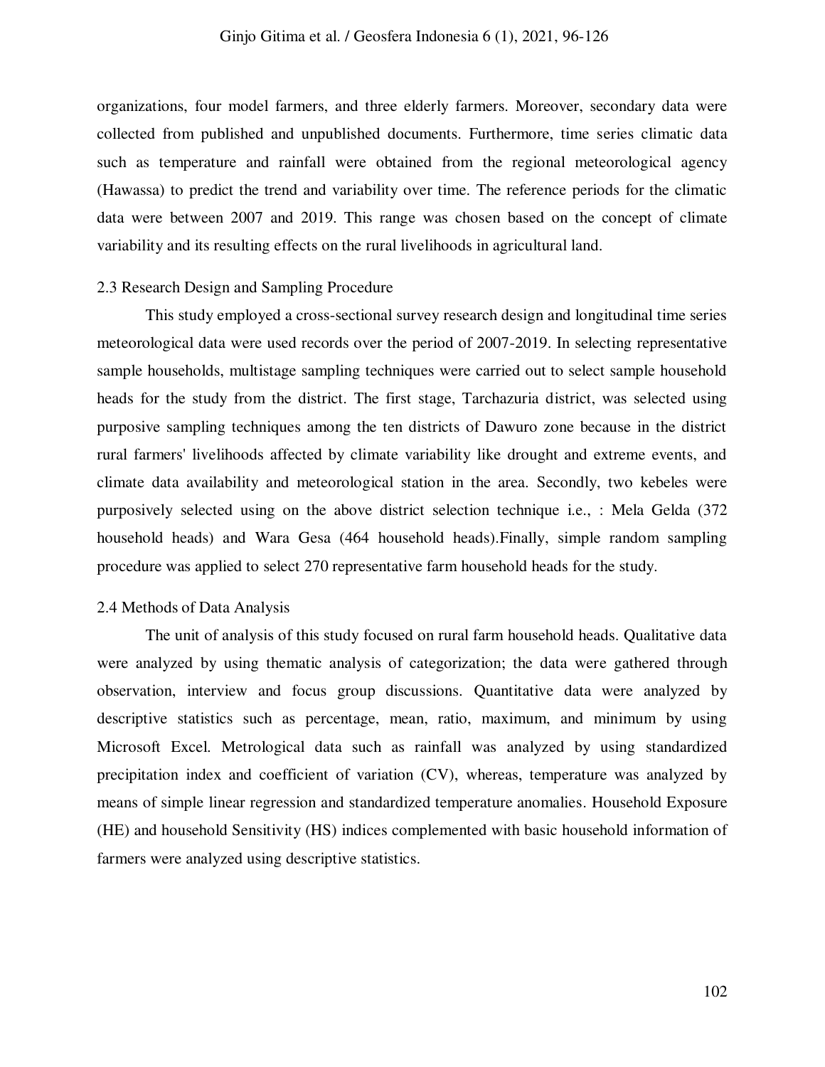organizations, four model farmers, and three elderly farmers. Moreover, secondary data were collected from published and unpublished documents. Furthermore, time series climatic data such as temperature and rainfall were obtained from the regional meteorological agency (Hawassa) to predict the trend and variability over time. The reference periods for the climatic data were between 2007 and 2019. This range was chosen based on the concept of climate variability and its resulting effects on the rural livelihoods in agricultural land.

## 2.3 Research Design and Sampling Procedure

This study employed a cross-sectional survey research design and longitudinal time series meteorological data were used records over the period of 2007-2019. In selecting representative sample households, multistage sampling techniques were carried out to select sample household heads for the study from the district. The first stage, Tarchazuria district, was selected using purposive sampling techniques among the ten districts of Dawuro zone because in the district rural farmers' livelihoods affected by climate variability like drought and extreme events, and climate data availability and meteorological station in the area. Secondly, two kebeles were purposively selected using on the above district selection technique i.e., : Mela Gelda (372 household heads) and Wara Gesa (464 household heads).Finally, simple random sampling procedure was applied to select 270 representative farm household heads for the study.

## 2.4 Methods of Data Analysis

The unit of analysis of this study focused on rural farm household heads. Qualitative data were analyzed by using thematic analysis of categorization; the data were gathered through observation, interview and focus group discussions. Quantitative data were analyzed by descriptive statistics such as percentage, mean, ratio, maximum, and minimum by using Microsoft Excel. Metrological data such as rainfall was analyzed by using standardized precipitation index and coefficient of variation (CV), whereas, temperature was analyzed by means of simple linear regression and standardized temperature anomalies. Household Exposure (HE) and household Sensitivity (HS) indices complemented with basic household information of farmers were analyzed using descriptive statistics.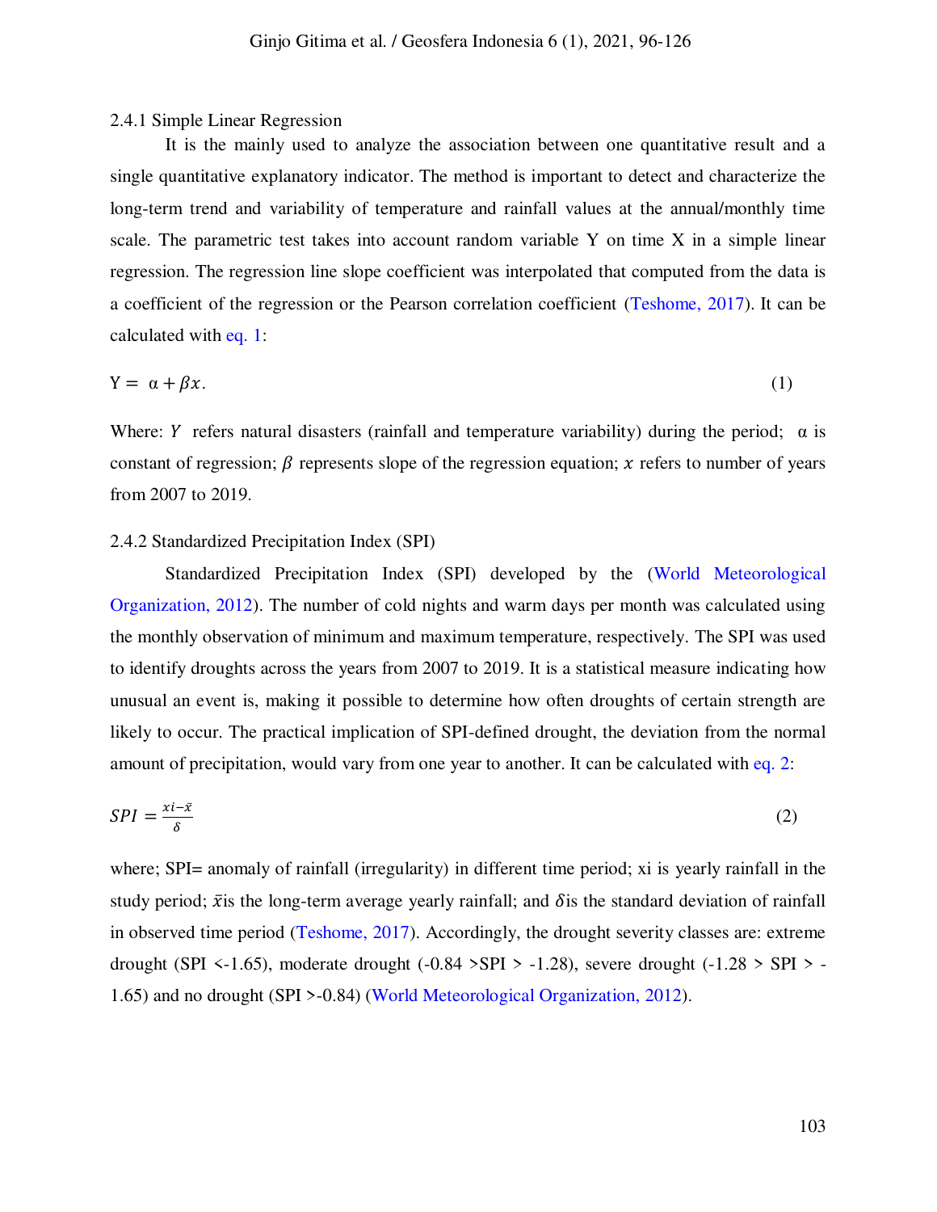### 2.4.1 Simple Linear Regression

It is the mainly used to analyze the association between one quantitative result and a single quantitative explanatory indicator. The method is important to detect and characterize the long-term trend and variability of temperature and rainfall values at the annual/monthly time scale. The parametric test takes into account random variable Y on time X in a simple linear regression. The regression line slope coefficient was interpolated that computed from the data is a coefficient of the regression or the Pearson correlation coefficient (Teshome, 2017). It can be calculated with eq. 1:

$$Y = \alpha + \beta x. \tag{1}$$

Where: $Y$ refers natural disasters (rainfall and temperature variability) during the period; $\alpha$ is constant of regression; $\beta$ represents slope of the regression equation; $x$ refers to number of years from 2007 to 2019.

### 2.4.2 Standardized Precipitation Index (SPI)

Standardized Precipitation Index (SPI) developed by the (World Meteorological Organization, 2012). The number of cold nights and warm days per month was calculated using the monthly observation of minimum and maximum temperature, respectively. The SPI was used to identify droughts across the years from 2007 to 2019. It is a statistical measure indicating how unusual an event is, making it possible to determine how often droughts of certain strength are likely to occur. The practical implication of SPI-defined drought, the deviation from the normal amount of precipitation, would vary from one year to another. It can be calculated with eq. 2:

$$SPI = \frac{xi - \bar{x}}{\delta} \tag{2}$$

where; SPI= anomaly of rainfall (irregularity) in different time period; xi is yearly rainfall in the study period; $\bar{x}$is the long-term average yearly rainfall; and $\delta$is the standard deviation of rainfall in observed time period (Teshome, 2017). Accordingly, the drought severity classes are: extreme drought (SPI <-1.65), moderate drought (-0.84 >SPI > -1.28), severe drought (-1.28 > SPI > -1.65) and no drought (SPI >-0.84) (World Meteorological Organization, 2012).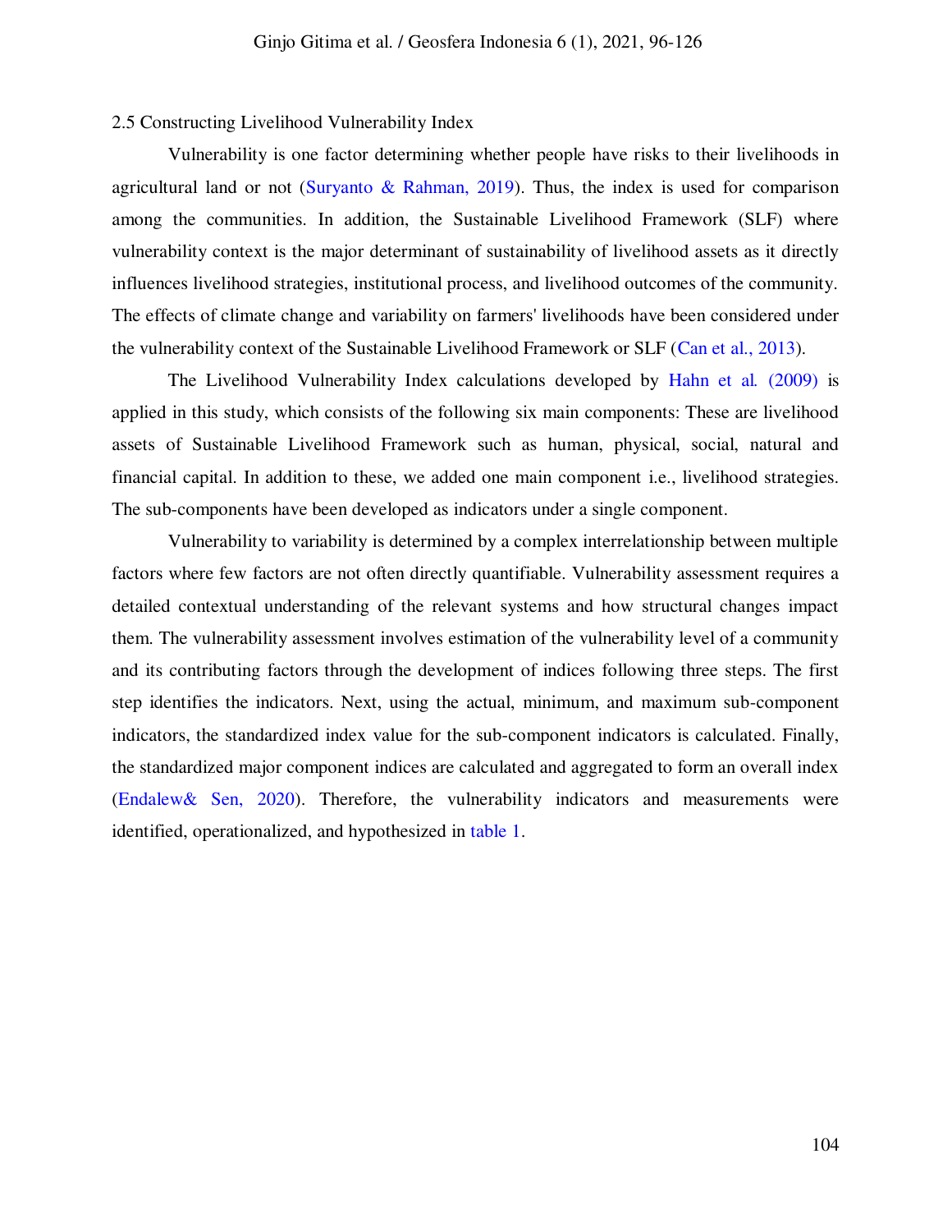## 2.5 Constructing Livelihood Vulnerability Index

Vulnerability is one factor determining whether people have risks to their livelihoods in agricultural land or not (Suryanto & Rahman, 2019). Thus, the index is used for comparison among the communities. In addition, the Sustainable Livelihood Framework (SLF) where vulnerability context is the major determinant of sustainability of livelihood assets as it directly influences livelihood strategies, institutional process, and livelihood outcomes of the community. The effects of climate change and variability on farmers' livelihoods have been considered under the vulnerability context of the Sustainable Livelihood Framework or SLF (Can et al., 2013).

The Livelihood Vulnerability Index calculations developed by Hahn et al. (2009) is applied in this study, which consists of the following six main components: These are livelihood assets of Sustainable Livelihood Framework such as human, physical, social, natural and financial capital. In addition to these, we added one main component i.e., livelihood strategies. The sub-components have been developed as indicators under a single component.

Vulnerability to variability is determined by a complex interrelationship between multiple factors where few factors are not often directly quantifiable. Vulnerability assessment requires a detailed contextual understanding of the relevant systems and how structural changes impact them. The vulnerability assessment involves estimation of the vulnerability level of a community and its contributing factors through the development of indices following three steps. The first step identifies the indicators. Next, using the actual, minimum, and maximum sub-component indicators, the standardized index value for the sub-component indicators is calculated. Finally, the standardized major component indices are calculated and aggregated to form an overall index (Endalew& Sen, 2020). Therefore, the vulnerability indicators and measurements were identified, operationalized, and hypothesized in table 1.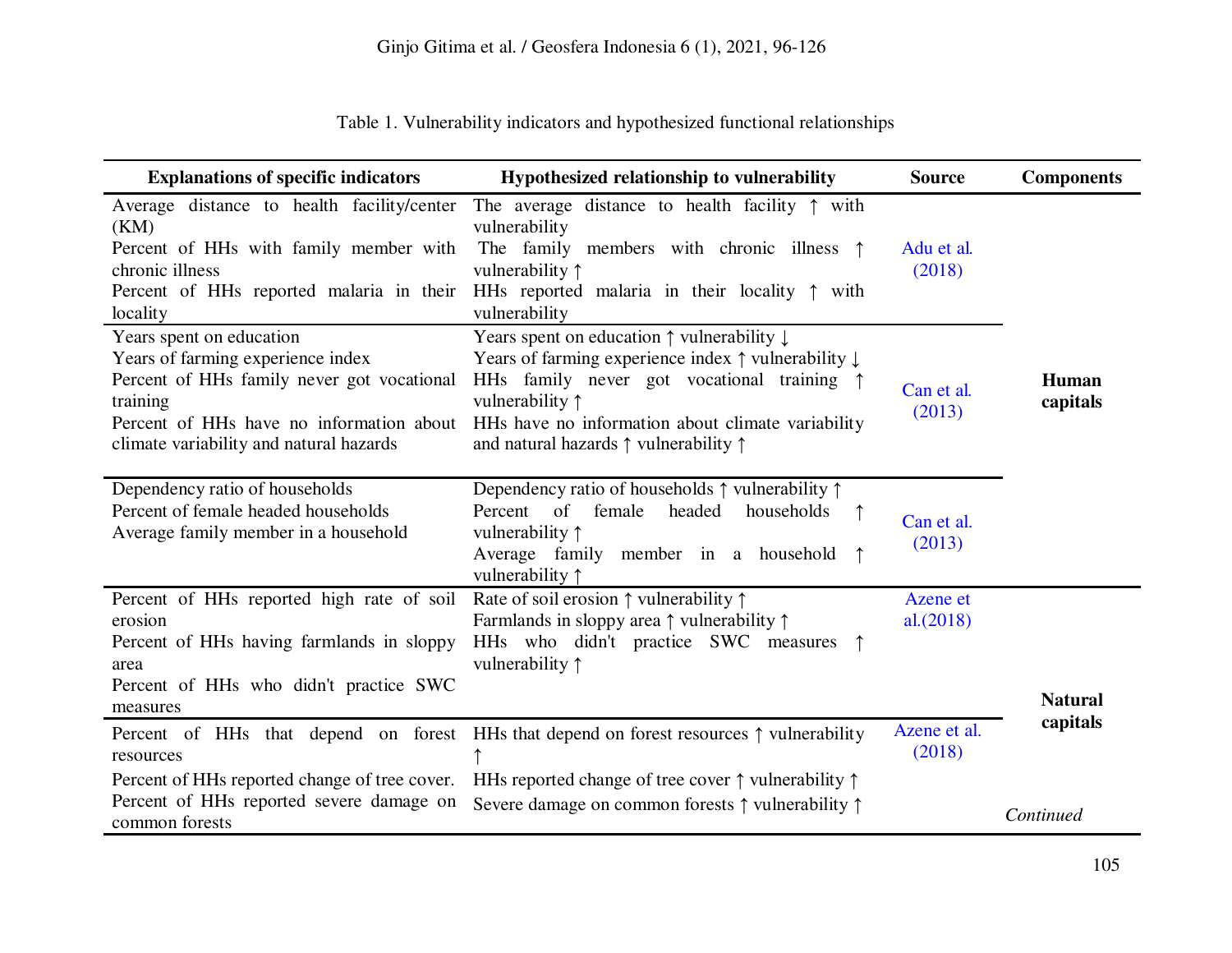Table 1. Vulnerability indicators and hypothesized functional relationships

| Explanations of specific indicators | Hypothesized relationship to vulnerability | Source | Components |
|---|---|---|---|
| Average distance to health facility/center (KM)<br>Percent of HHs with family member with chronic illness<br>Percent of HHs reported malaria in their locality | The average distance to health facility ↑ with vulnerability<br>The family members with chronic illness ↑ vulnerability ↑<br>HHs reported malaria in their locality ↑ with vulnerability | Adu et al. (2018) | Human capitals |
| Years spent on education<br>Years of farming experience index<br>Percent of HHs family never got vocational training<br>Percent of HHs have no information about climate variability and natural hazards | Years spent on education ↑ vulnerability ↓<br>Years of farming experience index ↑ vulnerability ↓<br>HHs family never got vocational training ↑ vulnerability ↑<br>HHs have no information about climate variability and natural hazards ↑ vulnerability ↑ | Can et al. (2013) | |
| Dependency ratio of households<br>Percent of female headed households<br>Average family member in a household | Dependency ratio of households ↑ vulnerability ↑<br>Percent of female headed households ↑ vulnerability ↑<br>Average family member in a household ↑ vulnerability ↑ | Can et al. (2013) | |
| Percent of HHs reported high rate of soil erosion<br>Percent of HHs having farmlands in sloppy area<br>Percent of HHs who didn't practice SWC measures | Rate of soil erosion ↑ vulnerability ↑<br>Farmlands in sloppy area ↑ vulnerability ↑<br>HHs who didn't practice SWC measures ↑ vulnerability ↑ | Azene et al.(2018) | Natural capitals |
| Percent of HHs that depend on forest resources<br>Percent of HHs reported change of tree cover.<br>Percent of HHs reported severe damage on common forests | HHs that depend on forest resources ↑ vulnerability ↑<br>HHs reported change of tree cover ↑ vulnerability ↑<br>Severe damage on common forests ↑ vulnerability ↑ | Azene et al. (2018) | |

*Continued*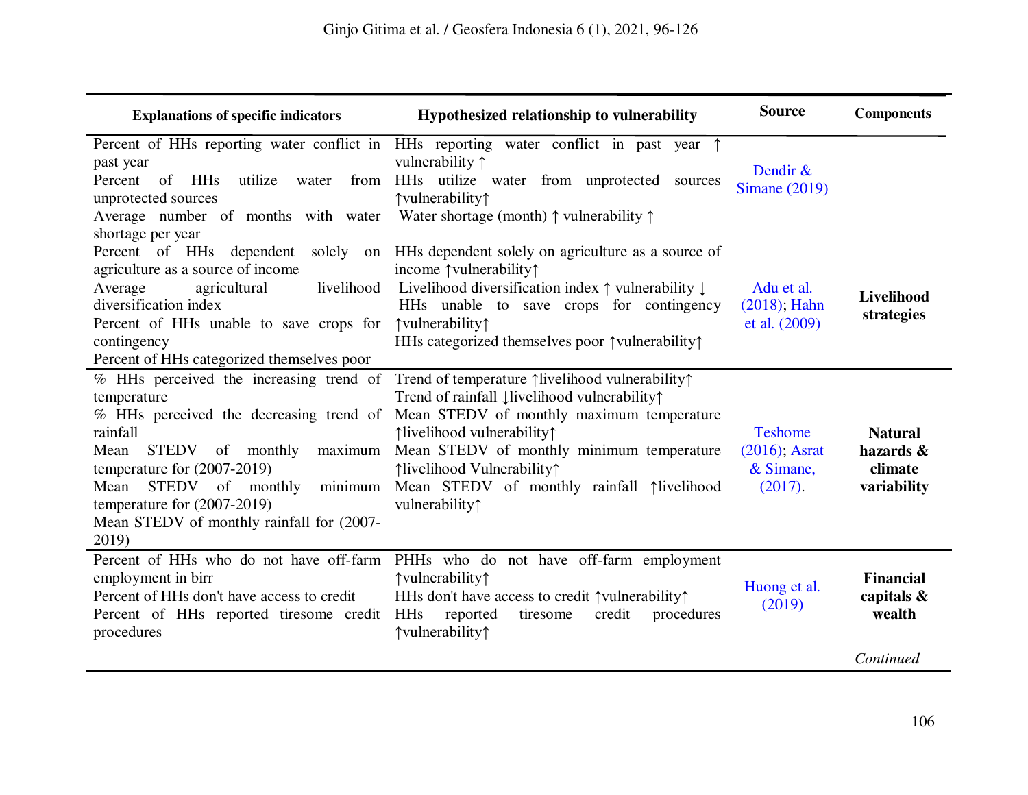| Explanations of specific indicators | Hypothesized relationship to vulnerability | Source | Components |
|---|---|---|---|
| Percent of HHs reporting water conflict in past year<br>Percent of HHs utilize water from unprotected sources<br>Average number of months with water shortage per year | HHs reporting water conflict in past year ↑ vulnerability ↑<br>HHs utilize water from unprotected sources ↑vulnerability↑<br>Water shortage (month) ↑ vulnerability ↑ | Dendir & Simane (2019) | |
| Percent of HHs dependent solely on agriculture as a source of income<br>Average agricultural livelihood diversification index<br>Percent of HHs unable to save crops for contingency<br>Percent of HHs categorized themselves poor | HHs dependent solely on agriculture as a source of income ↑vulnerability↑<br>Livelihood diversification index ↑ vulnerability ↓<br>HHs unable to save crops for contingency ↑vulnerability↑<br>HHs categorized themselves poor ↑vulnerability↑ | Adu et al. (2018); Hahn et al. (2009) | **Livelihood strategies** |
| % HHs perceived the increasing trend of temperature<br>% HHs perceived the decreasing trend of rainfall<br>Mean STEDV of monthly maximum temperature for (2007-2019)<br>Mean STEDV of monthly minimum temperature for (2007-2019)<br>Mean STEDV of monthly rainfall for (2007-2019) | Trend of temperature ↑livelihood vulnerability↑<br>Trend of rainfall ↓livelihood vulnerability↑<br>Mean STEDV of monthly maximum temperature ↑livelihood vulnerability↑<br>Mean STEDV of monthly minimum temperature ↑livelihood Vulnerability↑<br>Mean STEDV of monthly rainfall ↑livelihood vulnerability↑ | Teshome (2016); Asrat & Simane, (2017). | **Natural hazards & climate variability** |
| Percent of HHs who do not have off-farm employment in birr<br>Percent of HHs don't have access to credit<br>Percent of HHs reported tiresome credit procedures | PHHs who do not have off-farm employment ↑vulnerability↑<br>HHs don't have access to credit ↑vulnerability↑<br>HHs reported tiresome credit procedures ↑vulnerability↑ | Huong et al. (2019) | **Financial capitals & wealth** |

*Continued*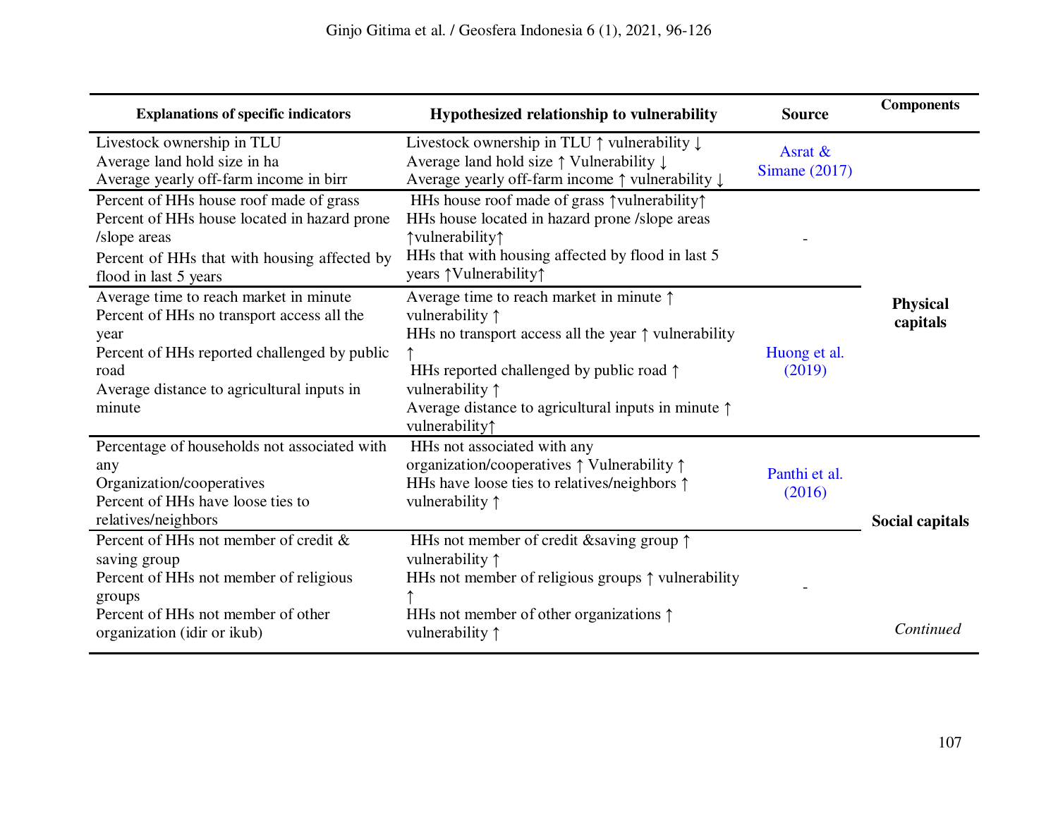| Explanations of specific indicators | Hypothesized relationship to vulnerability | Source | Components |
|---|---|---|---|
| Livestock ownership in TLU<br>Average land hold size in ha<br>Average yearly off-farm income in birr | Livestock ownership in TLU ↑ vulnerability ↓<br>Average land hold size ↑ Vulnerability ↓<br>Average yearly off-farm income ↑ vulnerability ↓ | Asrat & Simane (2017) | |
| Percent of HHs house roof made of grass<br>Percent of HHs house located in hazard prone /slope areas<br>Percent of HHs that with housing affected by flood in last 5 years | HHs house roof made of grass ↑vulnerability↑<br>HHs house located in hazard prone /slope areas ↑vulnerability↑<br>HHs that with housing affected by flood in last 5 years ↑Vulnerability↑ | - | Physical capitals |
| Average time to reach market in minute<br>Percent of HHs no transport access all the year<br>Percent of HHs reported challenged by public road<br>Average distance to agricultural inputs in minute | Average time to reach market in minute ↑ vulnerability ↑<br>HHs no transport access all the year ↑ vulnerability ↑<br>HHs reported challenged by public road ↑ vulnerability ↑<br>Average distance to agricultural inputs in minute ↑ vulnerability↑ | Huong et al. (2019) | |
| Percentage of households not associated with any Organization/cooperatives<br>Percent of HHs have loose ties to relatives/neighbors | HHs not associated with any organization/cooperatives ↑ Vulnerability ↑<br>HHs have loose ties to relatives/neighbors ↑ vulnerability ↑ | Panthi et al. (2016) | Social capitals |
| Percent of HHs not member of credit & saving group<br>Percent of HHs not member of religious groups<br>Percent of HHs not member of other organization (idir or ikub) | HHs not member of credit &saving group ↑ vulnerability ↑<br>HHs not member of religious groups ↑ vulnerability ↑<br>HHs not member of other organizations ↑ vulnerability ↑ | - | |

*Continued*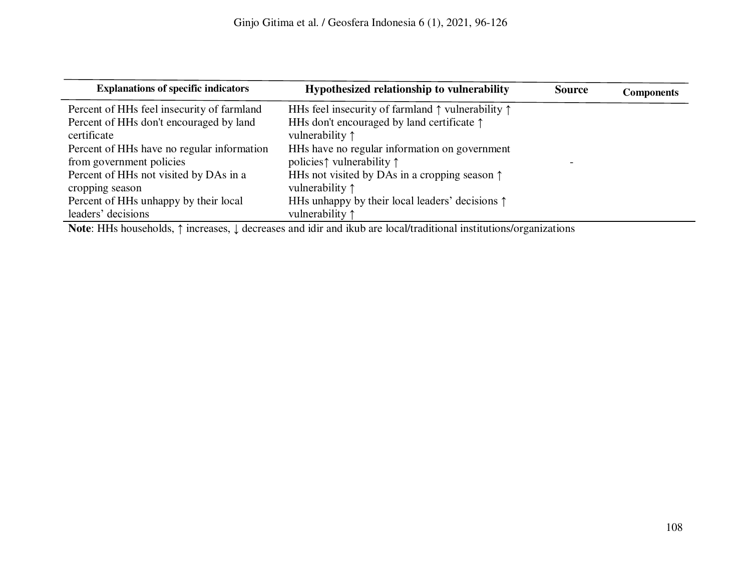| Explanations of specific indicators | Hypothesized relationship to vulnerability | Source | Components |
|---|---|---|---|
| Percent of HHs feel insecurity of farmland | HHs feel insecurity of farmland ↑ vulnerability ↑ | | |
| Percent of HHs don't encouraged by land certificate | HHs don't encouraged by land certificate ↑ vulnerability ↑ | | |
| Percent of HHs have no regular information from government policies | HHs have no regular information on government policies↑ vulnerability ↑ | - | |
| Percent of HHs not visited by DAs in a cropping season | HHs not visited by DAs in a cropping season ↑ vulnerability ↑ | | |
| Percent of HHs unhappy by their local leaders' decisions | HHs unhappy by their local leaders' decisions ↑ vulnerability ↑ | | |

**Note**: HHs households, ↑ increases, ↓ decreases and idir and ikub are local/traditional institutions/organizations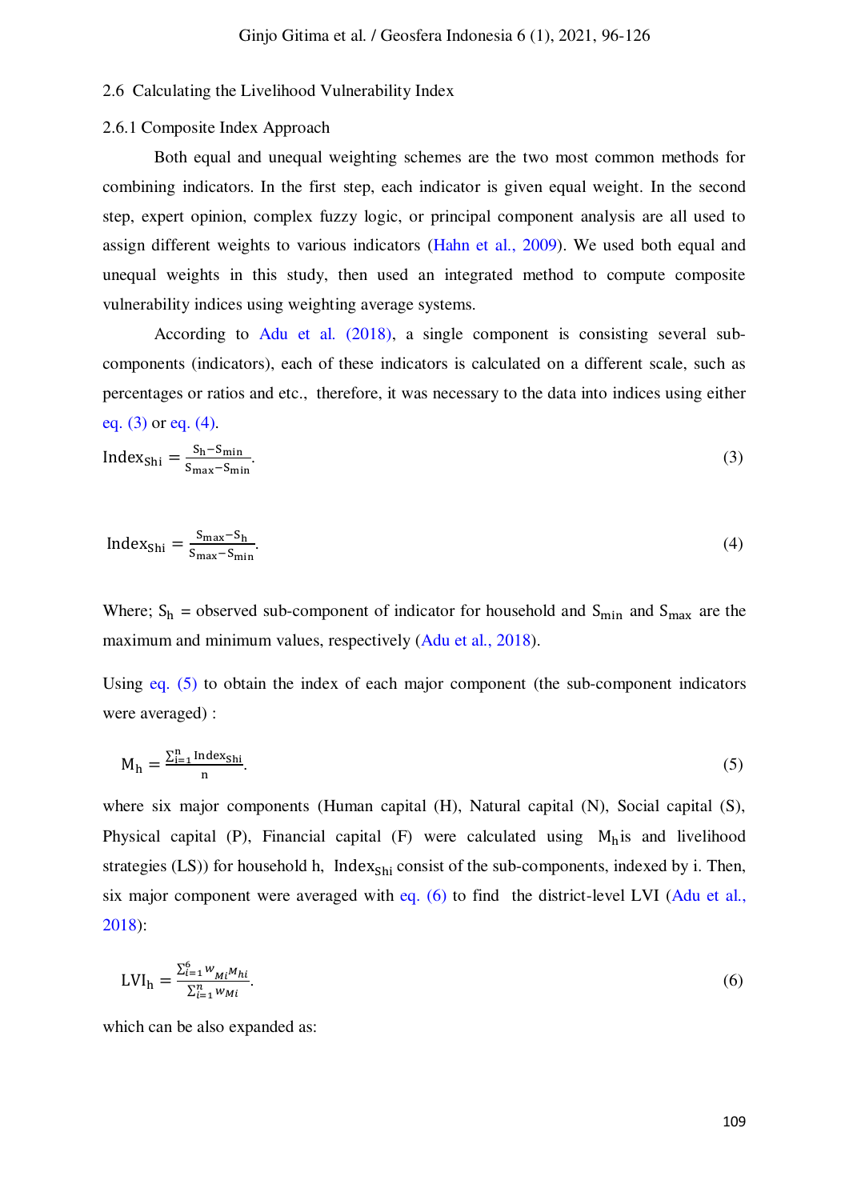### 2.6 Calculating the Livelihood Vulnerability Index

#### 2.6.1 Composite Index Approach

Both equal and unequal weighting schemes are the two most common methods for combining indicators. In the first step, each indicator is given equal weight. In the second step, expert opinion, complex fuzzy logic, or principal component analysis are all used to assign different weights to various indicators (Hahn et al., 2009). We used both equal and unequal weights in this study, then used an integrated method to compute composite vulnerability indices using weighting average systems.

According to Adu et al. (2018), a single component is consisting several sub-components (indicators), each of these indicators is calculated on a different scale, such as percentages or ratios and etc., therefore, it was necessary to the data into indices using either eq. (3) or eq. (4).

$$\text{Index}_{\text{Shi}} = \frac{S_h - S_{min}}{S_{max} - S_{min}}. \tag{3}$$

$$\text{Index}_{\text{Shi}} = \frac{S_{max} - S_h}{S_{max} - S_{min}}. \tag{4}$$

Where; $S_h$ = observed sub-component of indicator for household and $S_{min}$ and $S_{max}$ are the maximum and minimum values, respectively (Adu et al., 2018).

Using eq. (5) to obtain the index of each major component (the sub-component indicators were averaged) :

$$M_h = \frac{\sum_{i=1}^{n} \text{Index}_{\text{Shi}}}{n}. \tag{5}$$

where six major components (Human capital (H), Natural capital (N), Social capital (S), Physical capital (P), Financial capital (F) were calculated using $M_h$is and livelihood strategies (LS)) for household h, $\text{Index}_{\text{Shi}}$ consist of the sub-components, indexed by i. Then, six major component were averaged with eq. (6) to find the district-level LVI (Adu et al., 2018):

$$\text{LVI}_h = \frac{\sum_{i=1}^{6} w_{Mi} M_{hi}}{\sum_{i=1}^{n} w_{Mi}}. \tag{6}$$

which can be also expanded as: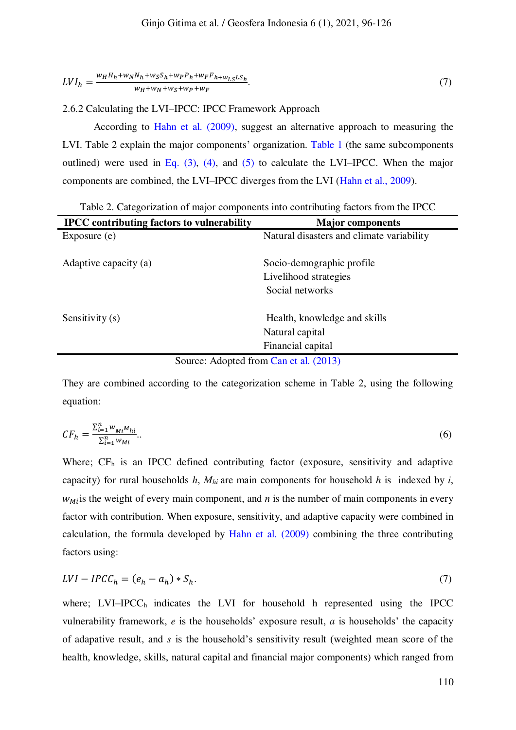$$LVI_h = \frac{w_H H_h + w_N N_h + w_S S_h + w_P P_h + w_F F_h + w_{LS} LS_h}{w_H + w_N + w_S + w_P + w_F}. \tag{7}$$

2.6.2 Calculating the LVI–IPCC: IPCC Framework Approach

According to Hahn et al. (2009), suggest an alternative approach to measuring the LVI. Table 2 explain the major components' organization. Table 1 (the same subcomponents outlined) were used in Eq. (3), (4), and (5) to calculate the LVI–IPCC. When the major components are combined, the LVI–IPCC diverges from the LVI (Hahn et al., 2009).

Table 2. Categorization of major components into contributing factors from the IPCC

| IPCC contributing factors to vulnerability | Major components |
|---|---|
| Exposure (e) | Natural disasters and climate variability |
| Adaptive capacity (a) | Socio-demographic profile |
| | Livelihood strategies |
| | Social networks |
| Sensitivity (s) | Health, knowledge and skills |
| | Natural capital |
| | Financial capital |

Source: Adopted from Can et al. (2013)

They are combined according to the categorization scheme in Table 2, using the following equation:

$$CF_h = \frac{\sum_{i=1}^{n} w_{Mi} M_{hi}}{\sum_{i=1}^{n} w_{Mi}}.. \tag{6}$$

Where; $CF_h$ is an IPCC defined contributing factor (exposure, sensitivity and adaptive capacity) for rural households $h$, $M_{hi}$ are main components for household $h$ is indexed by $i$, $w_{Mi}$ is the weight of every main component, and $n$ is the number of main components in every factor with contribution. When exposure, sensitivity, and adaptive capacity were combined in calculation, the formula developed by Hahn et al. (2009) combining the three contributing factors using:

$$LVI - IPCC_h = (e_h - a_h) * S_h. \tag{7}$$

where; $LVI\text{–}IPCC_h$ indicates the LVI for household h represented using the IPCC vulnerability framework, $e$ is the households' exposure result, $a$ is households' the capacity of adapative result, and $s$ is the household's sensitivity result (weighted mean score of the health, knowledge, skills, natural capital and financial major components) which ranged from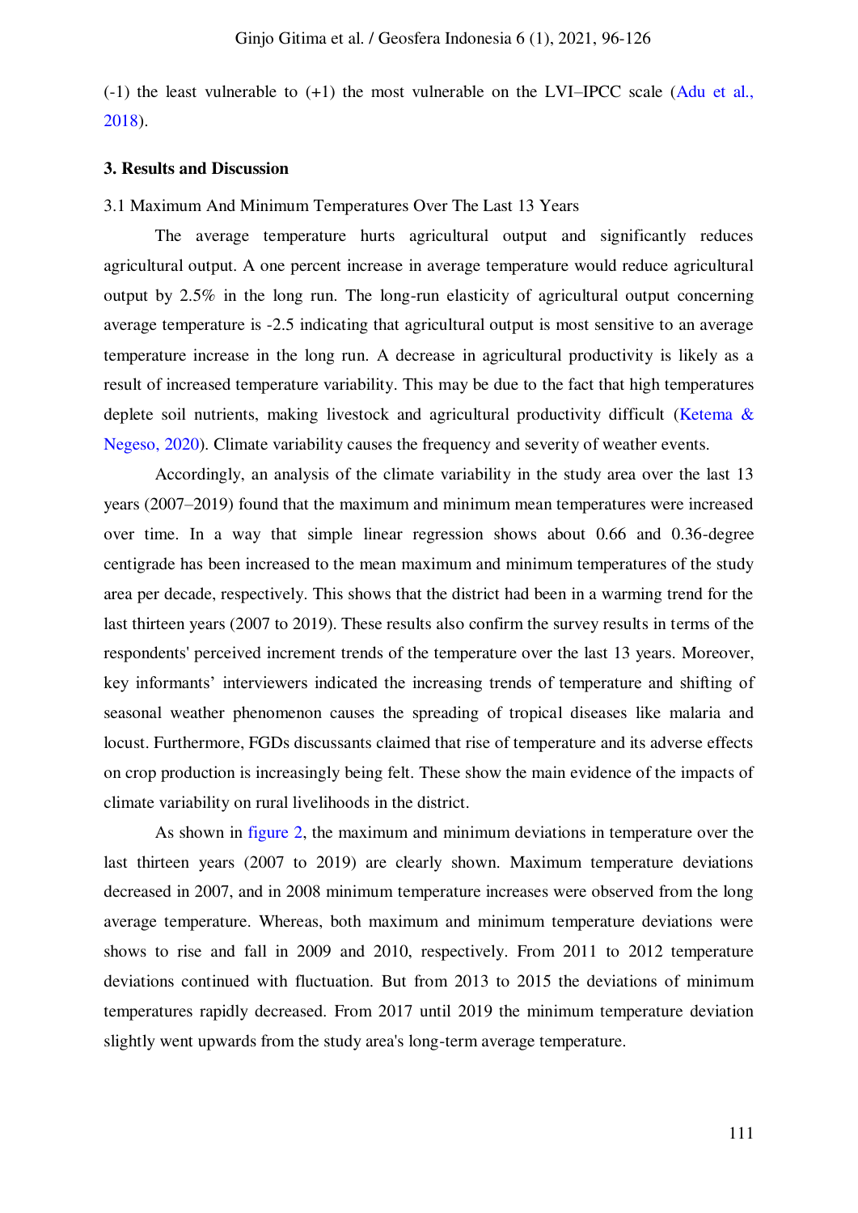(-1) the least vulnerable to (+1) the most vulnerable on the LVI–IPCC scale (Adu et al., 2018).

## 3. Results and Discussion

### 3.1 Maximum And Minimum Temperatures Over The Last 13 Years

The average temperature hurts agricultural output and significantly reduces agricultural output. A one percent increase in average temperature would reduce agricultural output by 2.5% in the long run. The long-run elasticity of agricultural output concerning average temperature is -2.5 indicating that agricultural output is most sensitive to an average temperature increase in the long run. A decrease in agricultural productivity is likely as a result of increased temperature variability. This may be due to the fact that high temperatures deplete soil nutrients, making livestock and agricultural productivity difficult (Ketema & Negeso, 2020). Climate variability causes the frequency and severity of weather events.

Accordingly, an analysis of the climate variability in the study area over the last 13 years (2007–2019) found that the maximum and minimum mean temperatures were increased over time. In a way that simple linear regression shows about 0.66 and 0.36-degree centigrade has been increased to the mean maximum and minimum temperatures of the study area per decade, respectively. This shows that the district had been in a warming trend for the last thirteen years (2007 to 2019). These results also confirm the survey results in terms of the respondents' perceived increment trends of the temperature over the last 13 years. Moreover, key informants' interviewers indicated the increasing trends of temperature and shifting of seasonal weather phenomenon causes the spreading of tropical diseases like malaria and locust. Furthermore, FGDs discussants claimed that rise of temperature and its adverse effects on crop production is increasingly being felt. These show the main evidence of the impacts of climate variability on rural livelihoods in the district.

As shown in figure 2, the maximum and minimum deviations in temperature over the last thirteen years (2007 to 2019) are clearly shown. Maximum temperature deviations decreased in 2007, and in 2008 minimum temperature increases were observed from the long average temperature. Whereas, both maximum and minimum temperature deviations were shows to rise and fall in 2009 and 2010, respectively. From 2011 to 2012 temperature deviations continued with fluctuation. But from 2013 to 2015 the deviations of minimum temperatures rapidly decreased. From 2017 until 2019 the minimum temperature deviation slightly went upwards from the study area's long-term average temperature.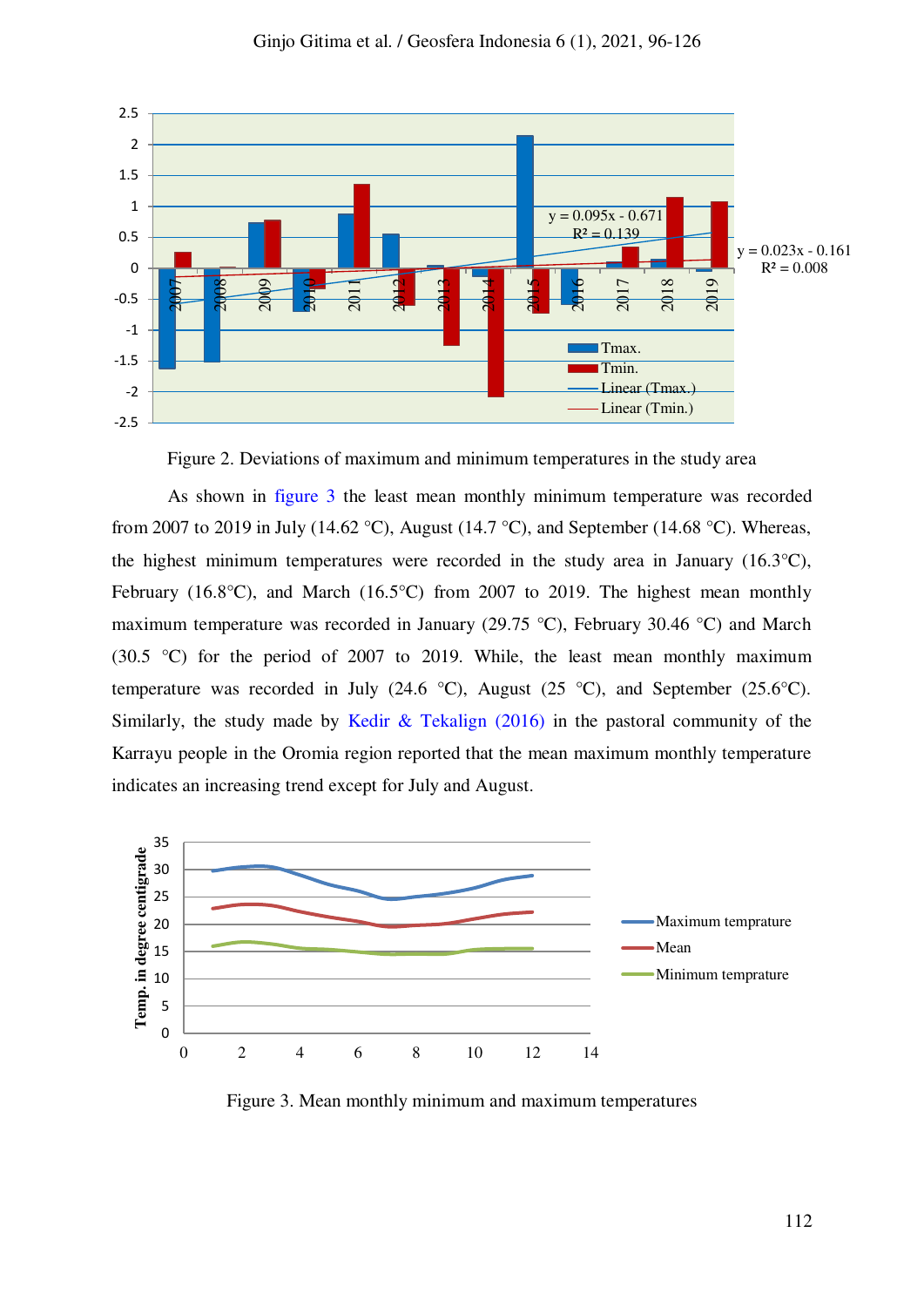Figure 2. Deviations of maximum and minimum temperatures in the study area

As shown in figure 3 the least mean monthly minimum temperature was recorded from 2007 to 2019 in July (14.62 °C), August (14.7 °C), and September (14.68 °C). Whereas, the highest minimum temperatures were recorded in the study area in January (16.3°C), February (16.8°C), and March (16.5°C) from 2007 to 2019. The highest mean monthly maximum temperature was recorded in January (29.75 °C), February 30.46 °C) and March (30.5 °C) for the period of 2007 to 2019. While, the least mean monthly maximum temperature was recorded in July (24.6 °C), August (25 °C), and September (25.6°C). Similarly, the study made by Kedir & Tekalign (2016) in the pastoral community of the Karrayu people in the Oromia region reported that the mean maximum monthly temperature indicates an increasing trend except for July and August.

Figure 3. Mean monthly minimum and maximum temperatures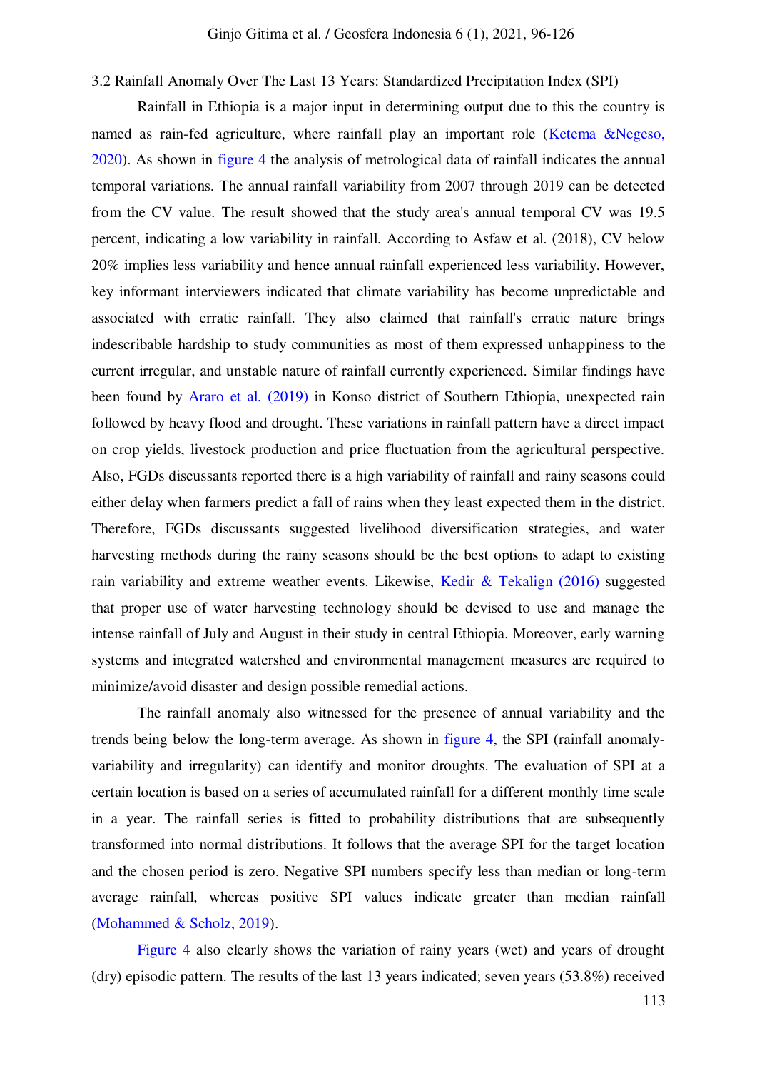### 3.2 Rainfall Anomaly Over The Last 13 Years: Standardized Precipitation Index (SPI)

Rainfall in Ethiopia is a major input in determining output due to this the country is named as rain-fed agriculture, where rainfall play an important role (Ketema &Negeso, 2020). As shown in figure 4 the analysis of metrological data of rainfall indicates the annual temporal variations. The annual rainfall variability from 2007 through 2019 can be detected from the CV value. The result showed that the study area's annual temporal CV was 19.5 percent, indicating a low variability in rainfall. According to Asfaw et al. (2018), CV below 20% implies less variability and hence annual rainfall experienced less variability. However, key informant interviewers indicated that climate variability has become unpredictable and associated with erratic rainfall. They also claimed that rainfall's erratic nature brings indescribable hardship to study communities as most of them expressed unhappiness to the current irregular, and unstable nature of rainfall currently experienced. Similar findings have been found by Araro et al. (2019) in Konso district of Southern Ethiopia, unexpected rain followed by heavy flood and drought. These variations in rainfall pattern have a direct impact on crop yields, livestock production and price fluctuation from the agricultural perspective. Also, FGDs discussants reported there is a high variability of rainfall and rainy seasons could either delay when farmers predict a fall of rains when they least expected them in the district. Therefore, FGDs discussants suggested livelihood diversification strategies, and water harvesting methods during the rainy seasons should be the best options to adapt to existing rain variability and extreme weather events. Likewise, Kedir & Tekalign (2016) suggested that proper use of water harvesting technology should be devised to use and manage the intense rainfall of July and August in their study in central Ethiopia. Moreover, early warning systems and integrated watershed and environmental management measures are required to minimize/avoid disaster and design possible remedial actions.

The rainfall anomaly also witnessed for the presence of annual variability and the trends being below the long-term average. As shown in figure 4, the SPI (rainfall anomaly-variability and irregularity) can identify and monitor droughts. The evaluation of SPI at a certain location is based on a series of accumulated rainfall for a different monthly time scale in a year. The rainfall series is fitted to probability distributions that are subsequently transformed into normal distributions. It follows that the average SPI for the target location and the chosen period is zero. Negative SPI numbers specify less than median or long-term average rainfall, whereas positive SPI values indicate greater than median rainfall (Mohammed & Scholz, 2019).

Figure 4 also clearly shows the variation of rainy years (wet) and years of drought (dry) episodic pattern. The results of the last 13 years indicated; seven years (53.8%) received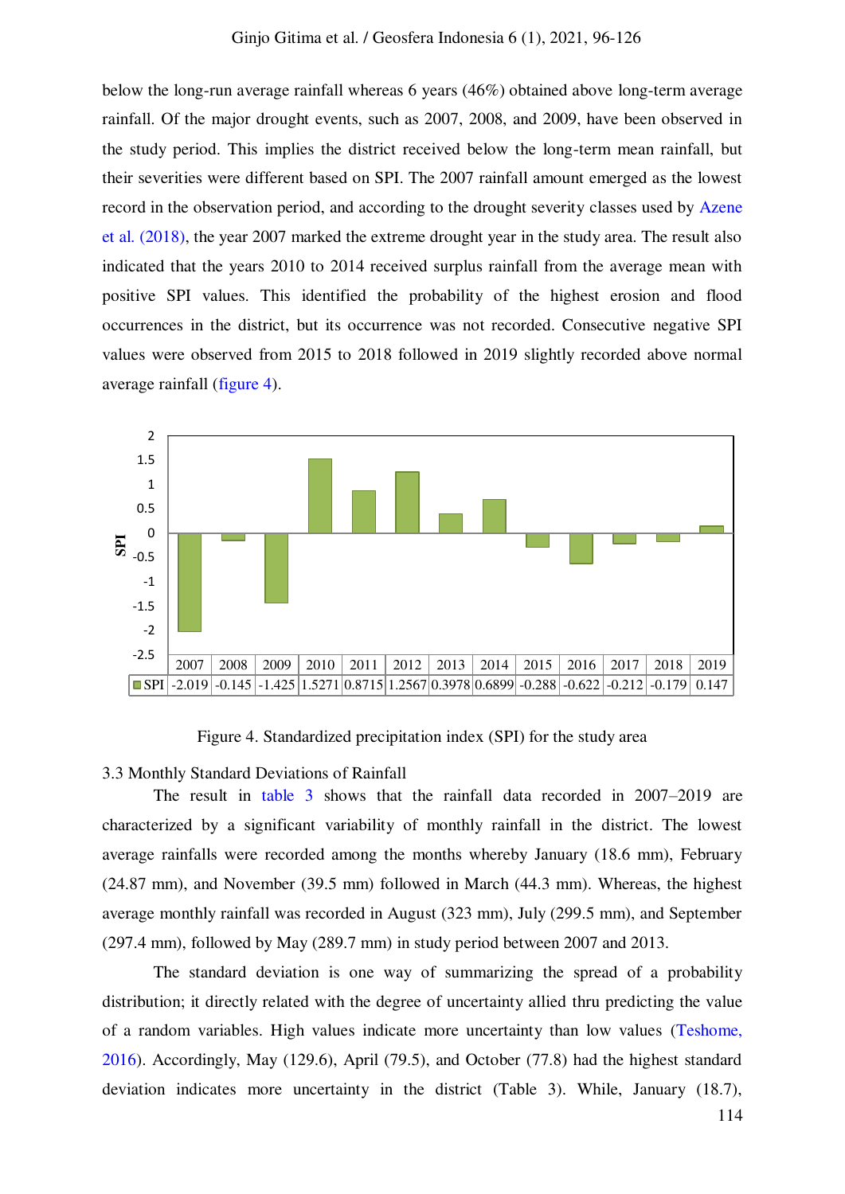below the long-run average rainfall whereas 6 years (46%) obtained above long-term average rainfall. Of the major drought events, such as 2007, 2008, and 2009, have been observed in the study period. This implies the district received below the long-term mean rainfall, but their severities were different based on SPI. The 2007 rainfall amount emerged as the lowest record in the observation period, and according to the drought severity classes used by Azene et al. (2018), the year 2007 marked the extreme drought year in the study area. The result also indicated that the years 2010 to 2014 received surplus rainfall from the average mean with positive SPI values. This identified the probability of the highest erosion and flood occurrences in the district, but its occurrence was not recorded. Consecutive negative SPI values were observed from 2015 to 2018 followed in 2019 slightly recorded above normal average rainfall (figure 4).

| | 2007 | 2008 | 2009 | 2010 | 2011 | 2012 | 2013 | 2014 | 2015 | 2016 | 2017 | 2018 | 2019 |
|---|---|---|---|---|---|---|---|---|---|---|---|---|---|
| SPI | -2.019 | -0.145 | -1.425 | 1.5271 | 0.8715 | 1.2567 | 0.3978 | 0.6899 | -0.288 | -0.622 | -0.212 | -0.179 | 0.147 |

Figure 4. Standardized precipitation index (SPI) for the study area

### 3.3 Monthly Standard Deviations of Rainfall

The result in table 3 shows that the rainfall data recorded in 2007–2019 are characterized by a significant variability of monthly rainfall in the district. The lowest average rainfalls were recorded among the months whereby January (18.6 mm), February (24.87 mm), and November (39.5 mm) followed in March (44.3 mm). Whereas, the highest average monthly rainfall was recorded in August (323 mm), July (299.5 mm), and September (297.4 mm), followed by May (289.7 mm) in study period between 2007 and 2013.

The standard deviation is one way of summarizing the spread of a probability distribution; it directly related with the degree of uncertainty allied thru predicting the value of a random variables. High values indicate more uncertainty than low values (Teshome, 2016). Accordingly, May (129.6), April (79.5), and October (77.8) had the highest standard deviation indicates more uncertainty in the district (Table 3). While, January (18.7),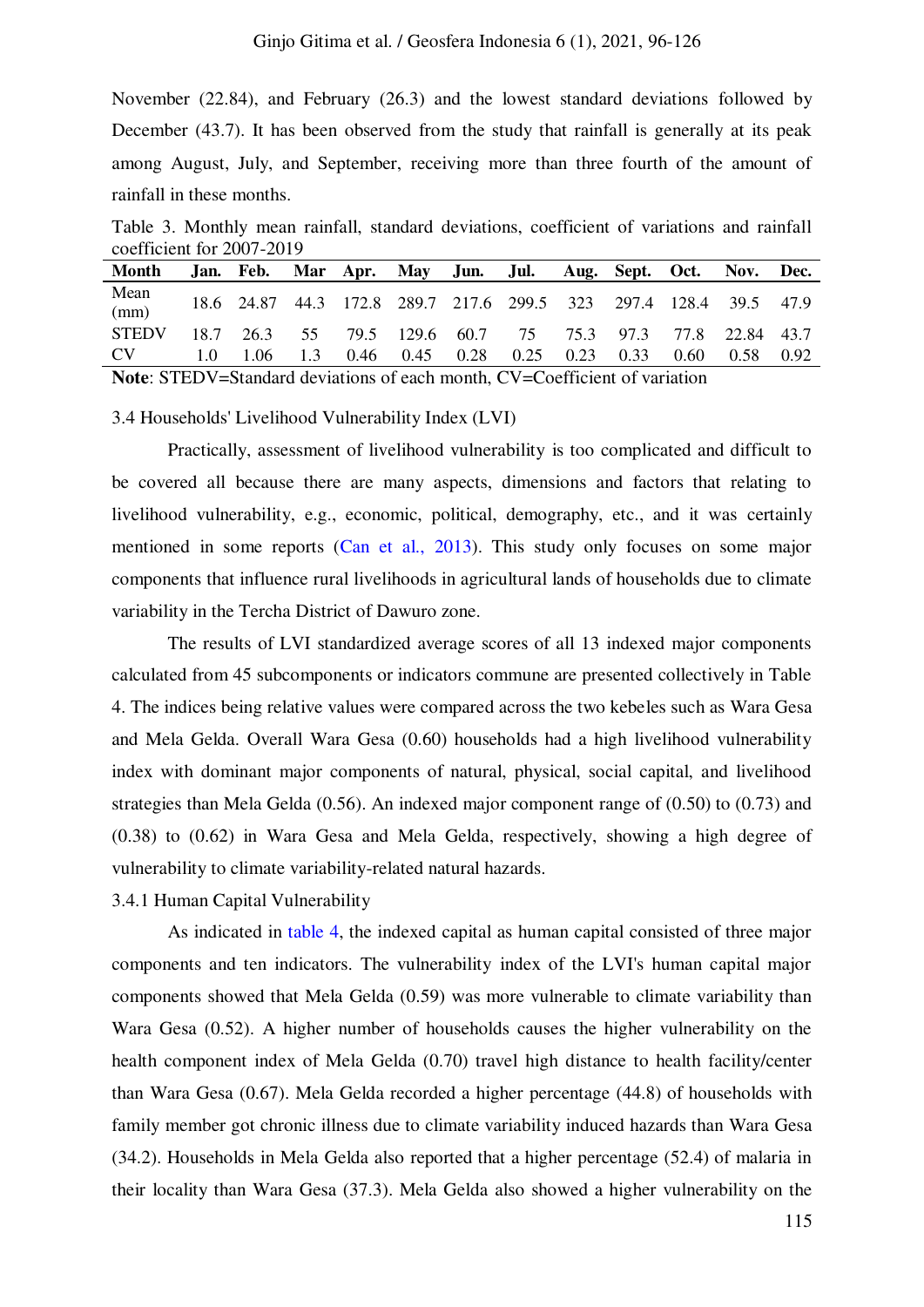November (22.84), and February (26.3) and the lowest standard deviations followed by December (43.7). It has been observed from the study that rainfall is generally at its peak among August, July, and September, receiving more than three fourth of the amount of rainfall in these months.

Table 3. Monthly mean rainfall, standard deviations, coefficient of variations and rainfall coefficient for 2007-2019

| Month | Jan. | Feb. | Mar | Apr. | May | Jun. | Jul. | Aug. | Sept. | Oct. | Nov. | Dec. |
|---|---|---|---|---|---|---|---|---|---|---|---|---|
| Mean (mm) | 18.6 | 24.87 | 44.3 | 172.8 | 289.7 | 217.6 | 299.5 | 323 | 297.4 | 128.4 | 39.5 | 47.9 |
| STEDV | 18.7 | 26.3 | 55 | 79.5 | 129.6 | 60.7 | 75 | 75.3 | 97.3 | 77.8 | 22.84 | 43.7 |
| CV | 1.0 | 1.06 | 1.3 | 0.46 | 0.45 | 0.28 | 0.25 | 0.23 | 0.33 | 0.60 | 0.58 | 0.92 |

**Note**: STEDV=Standard deviations of each month, CV=Coefficient of variation

### 3.4 Households' Livelihood Vulnerability Index (LVI)

Practically, assessment of livelihood vulnerability is too complicated and difficult to be covered all because there are many aspects, dimensions and factors that relating to livelihood vulnerability, e.g., economic, political, demography, etc., and it was certainly mentioned in some reports (Can et al., 2013). This study only focuses on some major components that influence rural livelihoods in agricultural lands of households due to climate variability in the Tercha District of Dawuro zone.

The results of LVI standardized average scores of all 13 indexed major components calculated from 45 subcomponents or indicators commune are presented collectively in Table 4. The indices being relative values were compared across the two kebeles such as Wara Gesa and Mela Gelda. Overall Wara Gesa (0.60) households had a high livelihood vulnerability index with dominant major components of natural, physical, social capital, and livelihood strategies than Mela Gelda (0.56). An indexed major component range of (0.50) to (0.73) and (0.38) to (0.62) in Wara Gesa and Mela Gelda, respectively, showing a high degree of vulnerability to climate variability-related natural hazards.

#### 3.4.1 Human Capital Vulnerability

As indicated in table 4, the indexed capital as human capital consisted of three major components and ten indicators. The vulnerability index of the LVI's human capital major components showed that Mela Gelda (0.59) was more vulnerable to climate variability than Wara Gesa (0.52). A higher number of households causes the higher vulnerability on the health component index of Mela Gelda (0.70) travel high distance to health facility/center than Wara Gesa (0.67). Mela Gelda recorded a higher percentage (44.8) of households with family member got chronic illness due to climate variability induced hazards than Wara Gesa (34.2). Households in Mela Gelda also reported that a higher percentage (52.4) of malaria in their locality than Wara Gesa (37.3). Mela Gelda also showed a higher vulnerability on the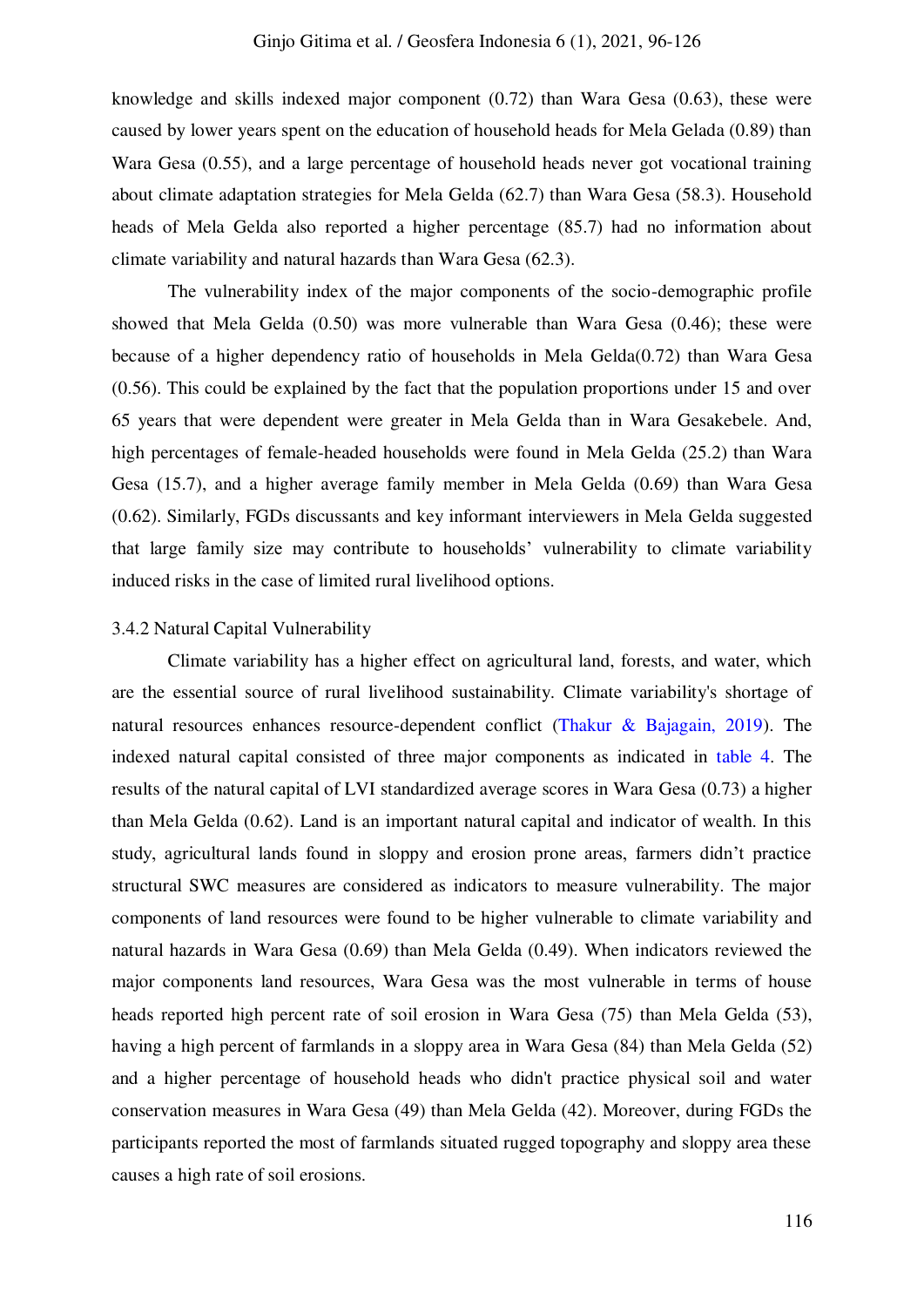knowledge and skills indexed major component (0.72) than Wara Gesa (0.63), these were caused by lower years spent on the education of household heads for Mela Gelada (0.89) than Wara Gesa (0.55), and a large percentage of household heads never got vocational training about climate adaptation strategies for Mela Gelda (62.7) than Wara Gesa (58.3). Household heads of Mela Gelda also reported a higher percentage (85.7) had no information about climate variability and natural hazards than Wara Gesa (62.3).

The vulnerability index of the major components of the socio-demographic profile showed that Mela Gelda (0.50) was more vulnerable than Wara Gesa (0.46); these were because of a higher dependency ratio of households in Mela Gelda(0.72) than Wara Gesa (0.56). This could be explained by the fact that the population proportions under 15 and over 65 years that were dependent were greater in Mela Gelda than in Wara Gesakebele. And, high percentages of female-headed households were found in Mela Gelda (25.2) than Wara Gesa (15.7), and a higher average family member in Mela Gelda (0.69) than Wara Gesa (0.62). Similarly, FGDs discussants and key informant interviewers in Mela Gelda suggested that large family size may contribute to households' vulnerability to climate variability induced risks in the case of limited rural livelihood options.

### 3.4.2 Natural Capital Vulnerability

Climate variability has a higher effect on agricultural land, forests, and water, which are the essential source of rural livelihood sustainability. Climate variability's shortage of natural resources enhances resource-dependent conflict (Thakur & Bajagain, 2019). The indexed natural capital consisted of three major components as indicated in table 4. The results of the natural capital of LVI standardized average scores in Wara Gesa (0.73) a higher than Mela Gelda (0.62). Land is an important natural capital and indicator of wealth. In this study, agricultural lands found in sloppy and erosion prone areas, farmers didn't practice structural SWC measures are considered as indicators to measure vulnerability. The major components of land resources were found to be higher vulnerable to climate variability and natural hazards in Wara Gesa (0.69) than Mela Gelda (0.49). When indicators reviewed the major components land resources, Wara Gesa was the most vulnerable in terms of house heads reported high percent rate of soil erosion in Wara Gesa (75) than Mela Gelda (53), having a high percent of farmlands in a sloppy area in Wara Gesa (84) than Mela Gelda (52) and a higher percentage of household heads who didn't practice physical soil and water conservation measures in Wara Gesa (49) than Mela Gelda (42). Moreover, during FGDs the participants reported the most of farmlands situated rugged topography and sloppy area these causes a high rate of soil erosions.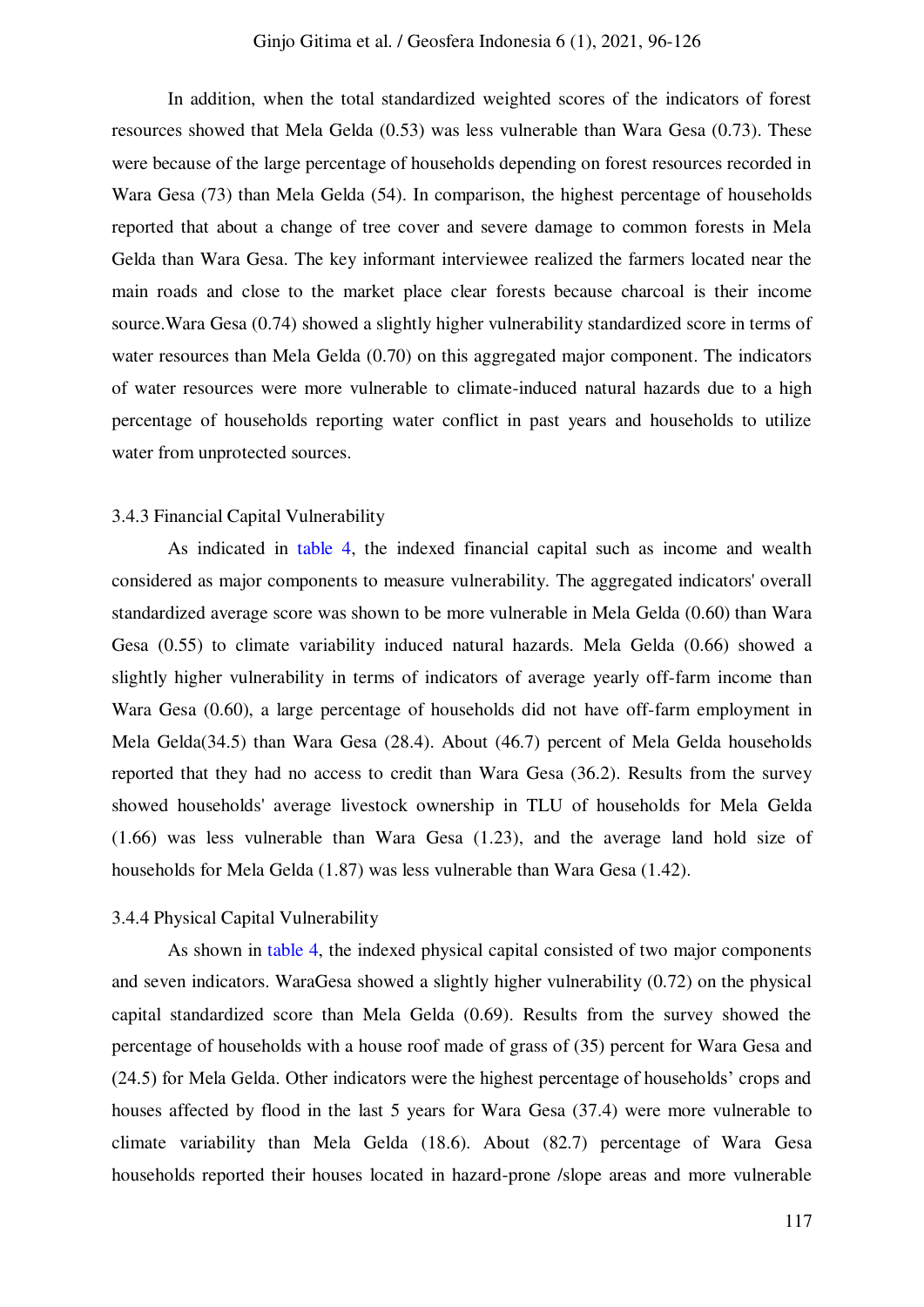In addition, when the total standardized weighted scores of the indicators of forest resources showed that Mela Gelda (0.53) was less vulnerable than Wara Gesa (0.73). These were because of the large percentage of households depending on forest resources recorded in Wara Gesa (73) than Mela Gelda (54). In comparison, the highest percentage of households reported that about a change of tree cover and severe damage to common forests in Mela Gelda than Wara Gesa. The key informant interviewee realized the farmers located near the main roads and close to the market place clear forests because charcoal is their income source.Wara Gesa (0.74) showed a slightly higher vulnerability standardized score in terms of water resources than Mela Gelda (0.70) on this aggregated major component. The indicators of water resources were more vulnerable to climate-induced natural hazards due to a high percentage of households reporting water conflict in past years and households to utilize water from unprotected sources.

### 3.4.3 Financial Capital Vulnerability

As indicated in table 4, the indexed financial capital such as income and wealth considered as major components to measure vulnerability. The aggregated indicators' overall standardized average score was shown to be more vulnerable in Mela Gelda (0.60) than Wara Gesa (0.55) to climate variability induced natural hazards. Mela Gelda (0.66) showed a slightly higher vulnerability in terms of indicators of average yearly off-farm income than Wara Gesa (0.60), a large percentage of households did not have off-farm employment in Mela Gelda(34.5) than Wara Gesa (28.4). About (46.7) percent of Mela Gelda households reported that they had no access to credit than Wara Gesa (36.2). Results from the survey showed households' average livestock ownership in TLU of households for Mela Gelda (1.66) was less vulnerable than Wara Gesa (1.23), and the average land hold size of households for Mela Gelda (1.87) was less vulnerable than Wara Gesa (1.42).

### 3.4.4 Physical Capital Vulnerability

As shown in table 4, the indexed physical capital consisted of two major components and seven indicators. WaraGesa showed a slightly higher vulnerability (0.72) on the physical capital standardized score than Mela Gelda (0.69). Results from the survey showed the percentage of households with a house roof made of grass of (35) percent for Wara Gesa and (24.5) for Mela Gelda. Other indicators were the highest percentage of households' crops and houses affected by flood in the last 5 years for Wara Gesa (37.4) were more vulnerable to climate variability than Mela Gelda (18.6). About (82.7) percentage of Wara Gesa households reported their houses located in hazard-prone /slope areas and more vulnerable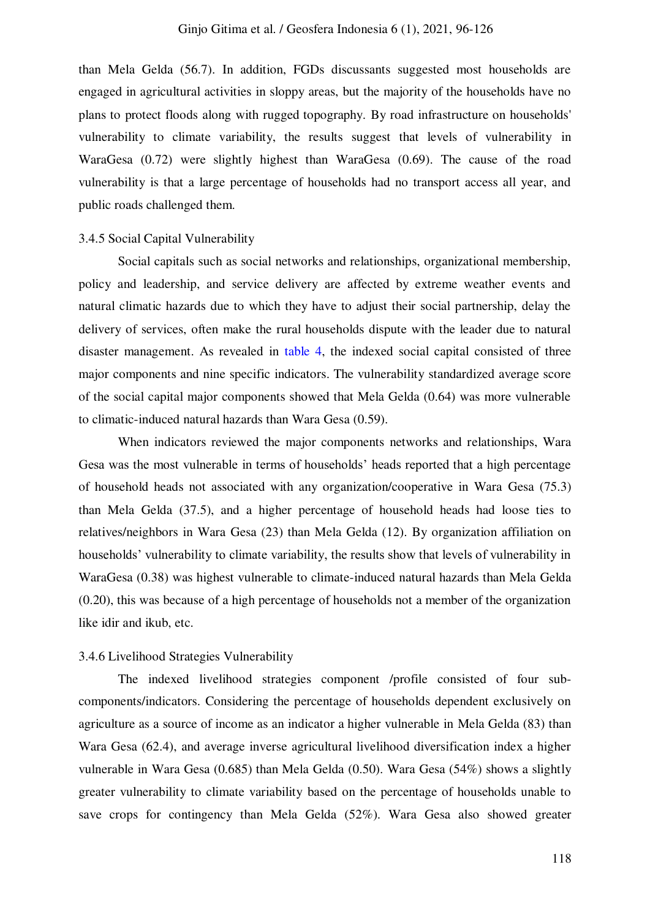than Mela Gelda (56.7). In addition, FGDs discussants suggested most households are engaged in agricultural activities in sloppy areas, but the majority of the households have no plans to protect floods along with rugged topography. By road infrastructure on households' vulnerability to climate variability, the results suggest that levels of vulnerability in WaraGesa (0.72) were slightly highest than WaraGesa (0.69). The cause of the road vulnerability is that a large percentage of households had no transport access all year, and public roads challenged them.

### 3.4.5 Social Capital Vulnerability

Social capitals such as social networks and relationships, organizational membership, policy and leadership, and service delivery are affected by extreme weather events and natural climatic hazards due to which they have to adjust their social partnership, delay the delivery of services, often make the rural households dispute with the leader due to natural disaster management. As revealed in table 4, the indexed social capital consisted of three major components and nine specific indicators. The vulnerability standardized average score of the social capital major components showed that Mela Gelda (0.64) was more vulnerable to climatic-induced natural hazards than Wara Gesa (0.59).

When indicators reviewed the major components networks and relationships, Wara Gesa was the most vulnerable in terms of households' heads reported that a high percentage of household heads not associated with any organization/cooperative in Wara Gesa (75.3) than Mela Gelda (37.5), and a higher percentage of household heads had loose ties to relatives/neighbors in Wara Gesa (23) than Mela Gelda (12). By organization affiliation on households' vulnerability to climate variability, the results show that levels of vulnerability in WaraGesa (0.38) was highest vulnerable to climate-induced natural hazards than Mela Gelda (0.20), this was because of a high percentage of households not a member of the organization like idir and ikub, etc.

### 3.4.6 Livelihood Strategies Vulnerability

The indexed livelihood strategies component /profile consisted of four sub-components/indicators. Considering the percentage of households dependent exclusively on agriculture as a source of income as an indicator a higher vulnerable in Mela Gelda (83) than Wara Gesa (62.4), and average inverse agricultural livelihood diversification index a higher vulnerable in Wara Gesa (0.685) than Mela Gelda (0.50). Wara Gesa (54%) shows a slightly greater vulnerability to climate variability based on the percentage of households unable to save crops for contingency than Mela Gelda (52%). Wara Gesa also showed greater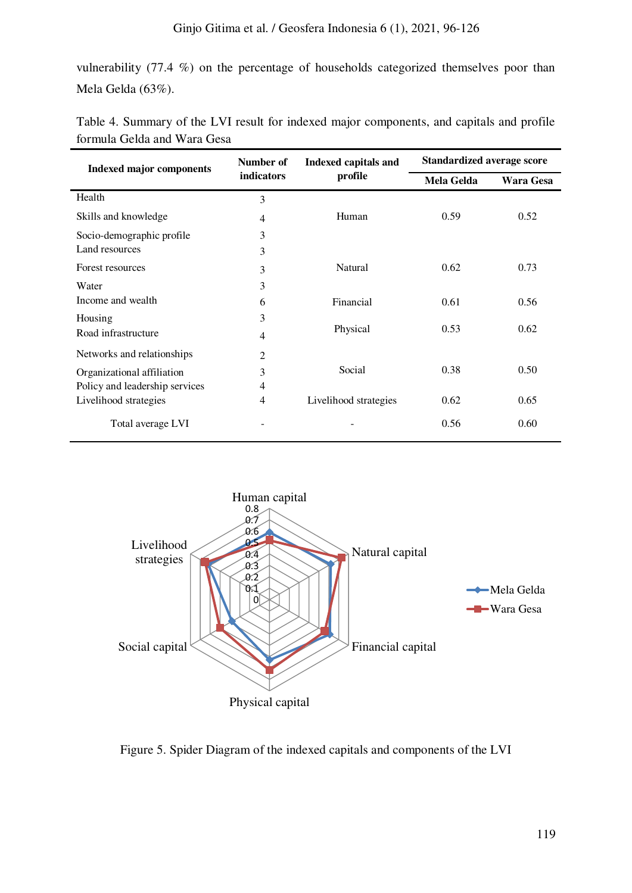vulnerability (77.4 %) on the percentage of households categorized themselves poor than Mela Gelda (63%).

Table 4. Summary of the LVI result for indexed major components, and capitals and profile formula Gelda and Wara Gesa

| Indexed major components | Number of indicators | Indexed capitals and profile | Standardized average score | |
|---|---|---|---|---|
| | | | Mela Gelda | Wara Gesa |
| Health | 3 | | | |
| Skills and knowledge | 4 | Human | 0.59 | 0.52 |
| Socio-demographic profile | 3 | | | |
| Land resources | 3 | | | |
| Forest resources | 3 | Natural | 0.62 | 0.73 |
| Water | 3 | | | |
| Income and wealth | 6 | Financial | 0.61 | 0.56 |
| Housing | 3 | Physical | 0.53 | 0.62 |
| Road infrastructure | 4 | | | |
| Networks and relationships | 2 | | | |
| Organizational affiliation | 3 | Social | 0.38 | 0.50 |
| Policy and leadership services | 4 | | | |
| Livelihood strategies | 4 | Livelihood strategies | 0.62 | 0.65 |
| Total average LVI | - | - | 0.56 | 0.60 |

Figure 5. Spider Diagram of the indexed capitals and components of the LVI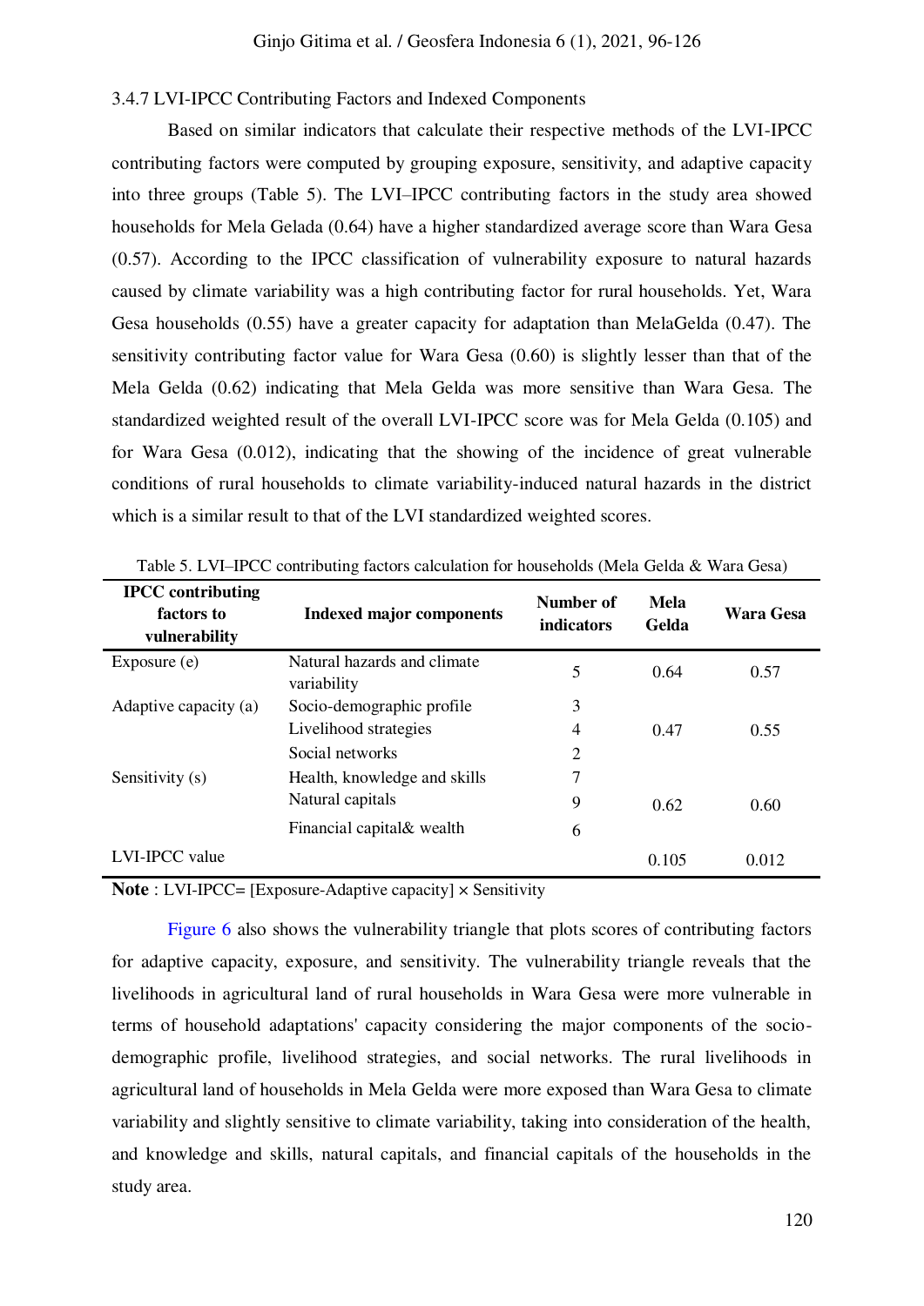### 3.4.7 LVI-IPCC Contributing Factors and Indexed Components

Based on similar indicators that calculate their respective methods of the LVI-IPCC contributing factors were computed by grouping exposure, sensitivity, and adaptive capacity into three groups (Table 5). The LVI–IPCC contributing factors in the study area showed households for Mela Gelada (0.64) have a higher standardized average score than Wara Gesa (0.57). According to the IPCC classification of vulnerability exposure to natural hazards caused by climate variability was a high contributing factor for rural households. Yet, Wara Gesa households (0.55) have a greater capacity for adaptation than MelaGelda (0.47). The sensitivity contributing factor value for Wara Gesa (0.60) is slightly lesser than that of the Mela Gelda (0.62) indicating that Mela Gelda was more sensitive than Wara Gesa. The standardized weighted result of the overall LVI-IPCC score was for Mela Gelda (0.105) and for Wara Gesa (0.012), indicating that the showing of the incidence of great vulnerable conditions of rural households to climate variability-induced natural hazards in the district which is a similar result to that of the LVI standardized weighted scores.

Table 5. LVI–IPCC contributing factors calculation for households (Mela Gelda & Wara Gesa)

| IPCC contributing factors to vulnerability | Indexed major components | Number of indicators | Mela Gelda | Wara Gesa |
|---|---|---|---|---|
| Exposure (e) | Natural hazards and climate variability | 5 | 0.64 | 0.57 |
| Adaptive capacity (a) | Socio-demographic profile | 3 | | |
| | Livelihood strategies | 4 | 0.47 | 0.55 |
| | Social networks | 2 | | |
| Sensitivity (s) | Health, knowledge and skills | 7 | | |
| | Natural capitals | 9 | 0.62 | 0.60 |
| | Financial capital& wealth | 6 | | |
| LVI-IPCC value | | | 0.105 | 0.012 |

**Note** : LVI-IPCC= [Exposure-Adaptive capacity] × Sensitivity

Figure 6 also shows the vulnerability triangle that plots scores of contributing factors for adaptive capacity, exposure, and sensitivity. The vulnerability triangle reveals that the livelihoods in agricultural land of rural households in Wara Gesa were more vulnerable in terms of household adaptations' capacity considering the major components of the socio-demographic profile, livelihood strategies, and social networks. The rural livelihoods in agricultural land of households in Mela Gelda were more exposed than Wara Gesa to climate variability and slightly sensitive to climate variability, taking into consideration of the health, and knowledge and skills, natural capitals, and financial capitals of the households in the study area.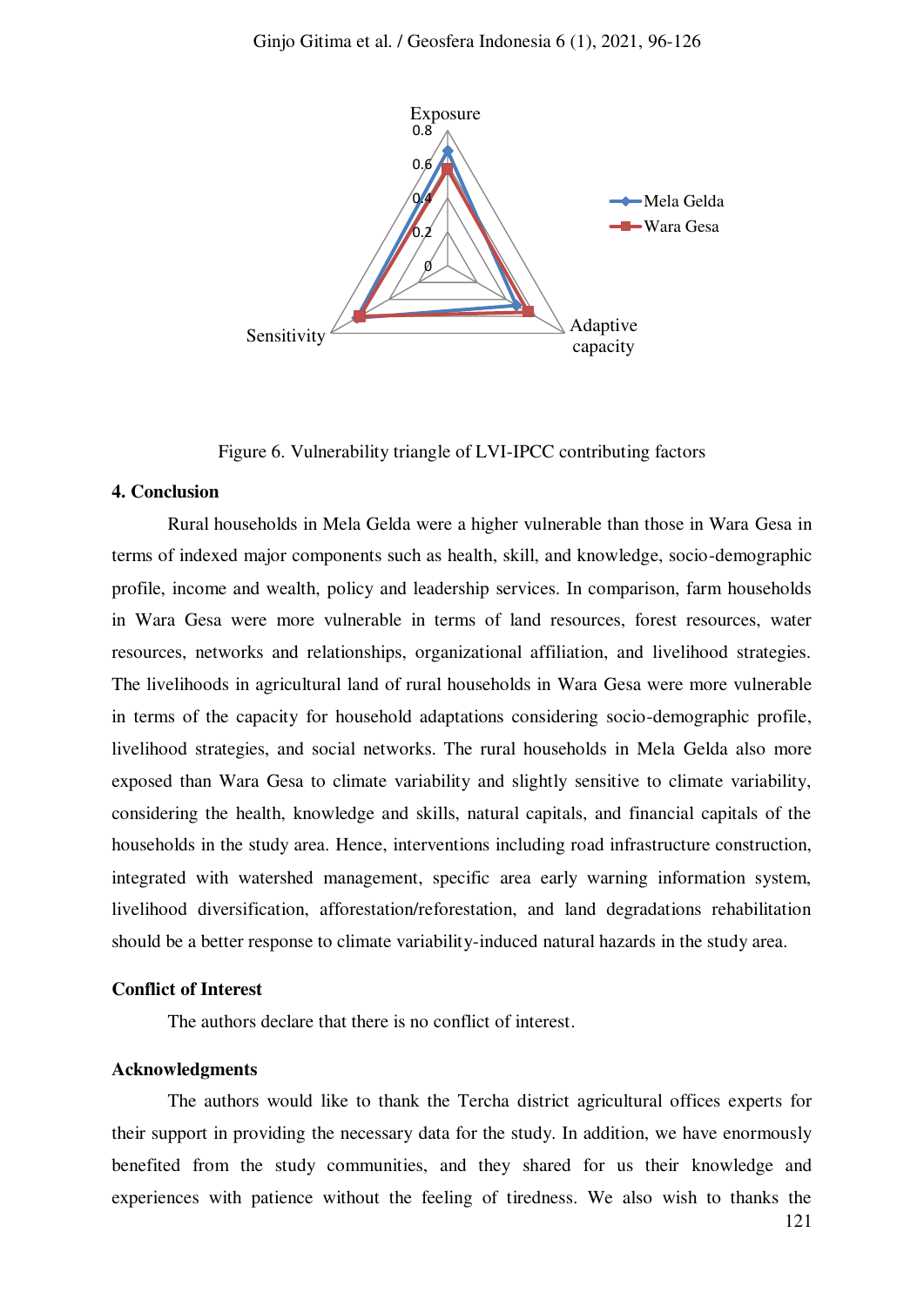Figure 6. Vulnerability triangle of LVI-IPCC contributing factors

## 4. Conclusion

Rural households in Mela Gelda were a higher vulnerable than those in Wara Gesa in terms of indexed major components such as health, skill, and knowledge, socio-demographic profile, income and wealth, policy and leadership services. In comparison, farm households in Wara Gesa were more vulnerable in terms of land resources, forest resources, water resources, networks and relationships, organizational affiliation, and livelihood strategies. The livelihoods in agricultural land of rural households in Wara Gesa were more vulnerable in terms of the capacity for household adaptations considering socio-demographic profile, livelihood strategies, and social networks. The rural households in Mela Gelda also more exposed than Wara Gesa to climate variability and slightly sensitive to climate variability, considering the health, knowledge and skills, natural capitals, and financial capitals of the households in the study area. Hence, interventions including road infrastructure construction, integrated with watershed management, specific area early warning information system, livelihood diversification, afforestation/reforestation, and land degradations rehabilitation should be a better response to climate variability-induced natural hazards in the study area.

## Conflict of Interest

The authors declare that there is no conflict of interest.

## Acknowledgments

The authors would like to thank the Tercha district agricultural offices experts for their support in providing the necessary data for the study. In addition, we have enormously benefited from the study communities, and they shared for us their knowledge and experiences with patience without the feeling of tiredness. We also wish to thanks the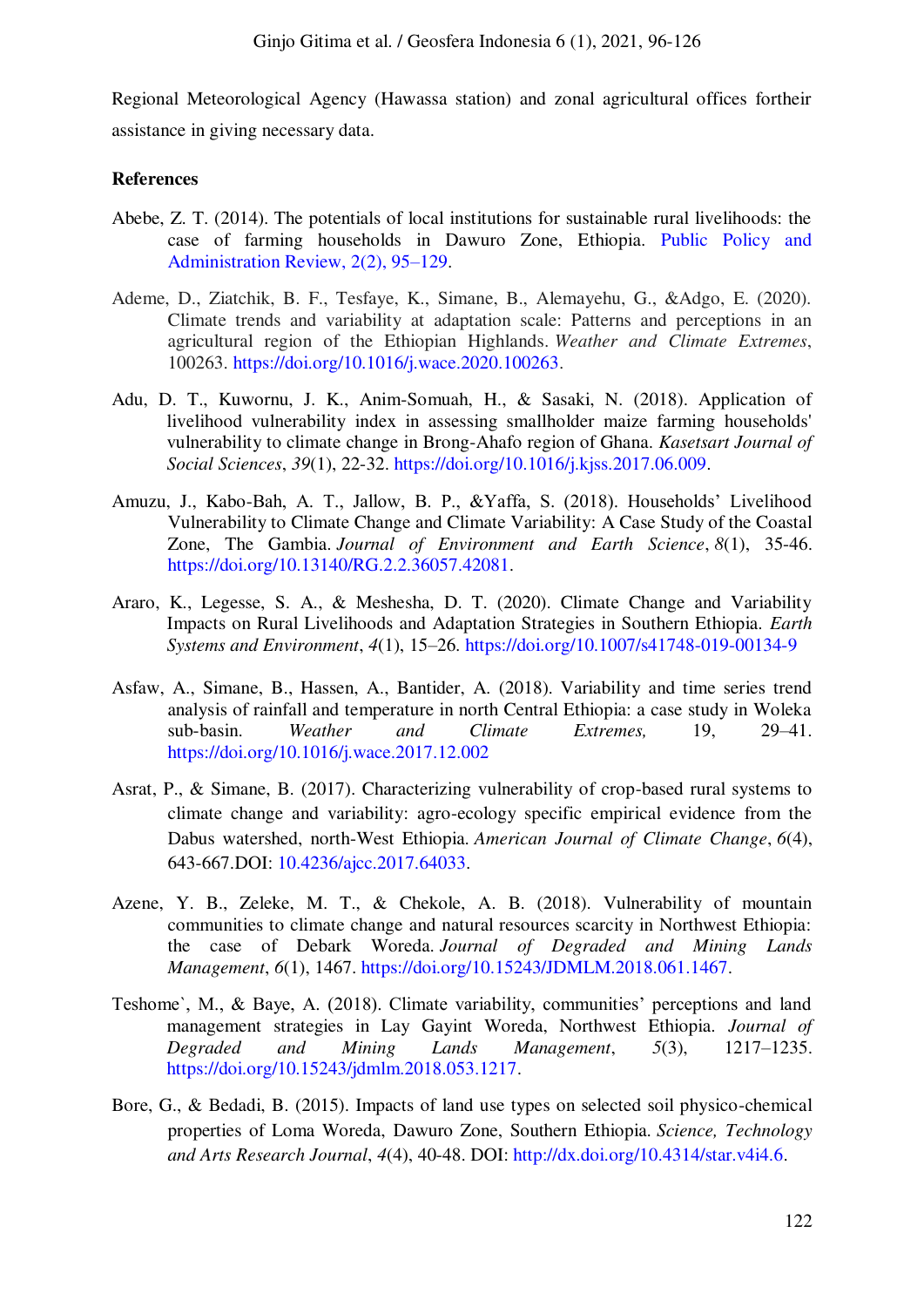Regional Meteorological Agency (Hawassa station) and zonal agricultural offices fortheir assistance in giving necessary data.

## References

Abebe, Z. T. (2014). The potentials of local institutions for sustainable rural livelihoods: the case of farming households in Dawuro Zone, Ethiopia. Public Policy and Administration Review, 2(2), 95–129.

Ademe, D., Ziatchik, B. F., Tesfaye, K., Simane, B., Alemayehu, G., &Adgo, E. (2020). Climate trends and variability at adaptation scale: Patterns and perceptions in an agricultural region of the Ethiopian Highlands. *Weather and Climate Extremes*, 100263. https://doi.org/10.1016/j.wace.2020.100263.

Adu, D. T., Kuwornu, J. K., Anim-Somuah, H., & Sasaki, N. (2018). Application of livelihood vulnerability index in assessing smallholder maize farming households' vulnerability to climate change in Brong-Ahafo region of Ghana. *Kasetsart Journal of Social Sciences*, *39*(1), 22-32. https://doi.org/10.1016/j.kjss.2017.06.009.

Amuzu, J., Kabo-Bah, A. T., Jallow, B. P., &Yaffa, S. (2018). Households' Livelihood Vulnerability to Climate Change and Climate Variability: A Case Study of the Coastal Zone, The Gambia. *Journal of Environment and Earth Science*, *8*(1), 35-46. https://doi.org/10.13140/RG.2.2.36057.42081.

Araro, K., Legesse, S. A., & Meshesha, D. T. (2020). Climate Change and Variability Impacts on Rural Livelihoods and Adaptation Strategies in Southern Ethiopia. *Earth Systems and Environment*, *4*(1), 15–26. https://doi.org/10.1007/s41748-019-00134-9

Asfaw, A., Simane, B., Hassen, A., Bantider, A. (2018). Variability and time series trend analysis of rainfall and temperature in north Central Ethiopia: a case study in Woleka sub-basin. *Weather and Climate Extremes,* 19, 29–41. https://doi.org/10.1016/j.wace.2017.12.002

Asrat, P., & Simane, B. (2017). Characterizing vulnerability of crop-based rural systems to climate change and variability: agro-ecology specific empirical evidence from the Dabus watershed, north-West Ethiopia. *American Journal of Climate Change*, *6*(4), 643-667.DOI: 10.4236/ajcc.2017.64033.

Azene, Y. B., Zeleke, M. T., & Chekole, A. B. (2018). Vulnerability of mountain communities to climate change and natural resources scarcity in Northwest Ethiopia: the case of Debark Woreda. *Journal of Degraded and Mining Lands Management*, *6*(1), 1467. https://doi.org/10.15243/JDMLM.2018.061.1467.

Teshome`, M., & Baye, A. (2018). Climate variability, communities' perceptions and land management strategies in Lay Gayint Woreda, Northwest Ethiopia. *Journal of Degraded and Mining Lands Management*, *5*(3), 1217–1235. https://doi.org/10.15243/jdmlm.2018.053.1217.

Bore, G., & Bedadi, B. (2015). Impacts of land use types on selected soil physico-chemical properties of Loma Woreda, Dawuro Zone, Southern Ethiopia. *Science, Technology and Arts Research Journal*, *4*(4), 40-48. DOI: http://dx.doi.org/10.4314/star.v4i4.6.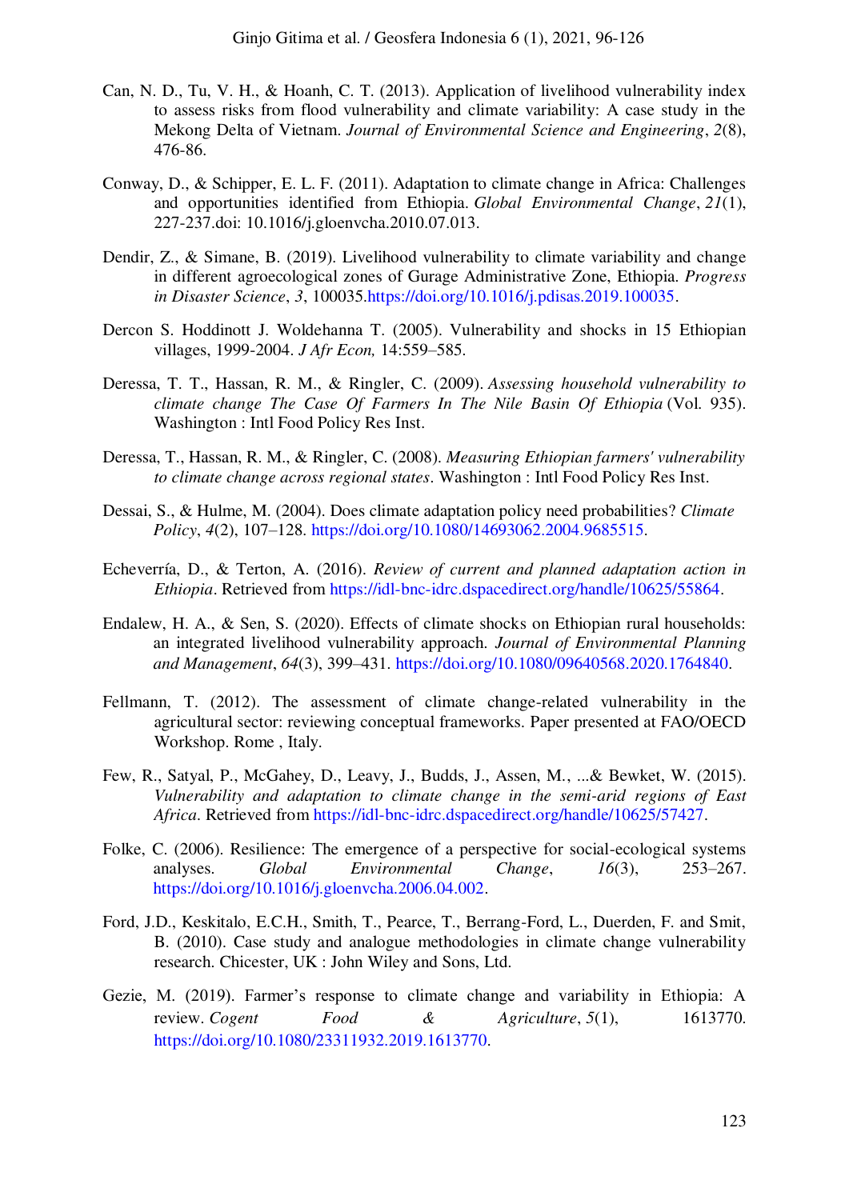Can, N. D., Tu, V. H., & Hoanh, C. T. (2013). Application of livelihood vulnerability index to assess risks from flood vulnerability and climate variability: A case study in the Mekong Delta of Vietnam. *Journal of Environmental Science and Engineering*, *2*(8), 476-86.

Conway, D., & Schipper, E. L. F. (2011). Adaptation to climate change in Africa: Challenges and opportunities identified from Ethiopia. *Global Environmental Change*, *21*(1), 227-237.doi: 10.1016/j.gloenvcha.2010.07.013.

Dendir, Z., & Simane, B. (2019). Livelihood vulnerability to climate variability and change in different agroecological zones of Gurage Administrative Zone, Ethiopia. *Progress in Disaster Science*, *3*, 100035.https://doi.org/10.1016/j.pdisas.2019.100035.

Dercon S. Hoddinott J. Woldehanna T. (2005). Vulnerability and shocks in 15 Ethiopian villages, 1999-2004. *J Afr Econ,* 14:559–585.

Deressa, T. T., Hassan, R. M., & Ringler, C. (2009). *Assessing household vulnerability to climate change The Case Of Farmers In The Nile Basin Of Ethiopia* (Vol. 935). Washington : Intl Food Policy Res Inst.

Deressa, T., Hassan, R. M., & Ringler, C. (2008). *Measuring Ethiopian farmers' vulnerability to climate change across regional states*. Washington : Intl Food Policy Res Inst.

Dessai, S., & Hulme, M. (2004). Does climate adaptation policy need probabilities? *Climate Policy*, *4*(2), 107–128. https://doi.org/10.1080/14693062.2004.9685515.

Echeverría, D., & Terton, A. (2016). *Review of current and planned adaptation action in Ethiopia*. Retrieved from https://idl-bnc-idrc.dspacedirect.org/handle/10625/55864.

Endalew, H. A., & Sen, S. (2020). Effects of climate shocks on Ethiopian rural households: an integrated livelihood vulnerability approach. *Journal of Environmental Planning and Management*, *64*(3), 399–431. https://doi.org/10.1080/09640568.2020.1764840.

Fellmann, T. (2012). The assessment of climate change-related vulnerability in the agricultural sector: reviewing conceptual frameworks. Paper presented at FAO/OECD Workshop. Rome , Italy.

Few, R., Satyal, P., McGahey, D., Leavy, J., Budds, J., Assen, M., ...& Bewket, W. (2015). *Vulnerability and adaptation to climate change in the semi-arid regions of East Africa*. Retrieved from https://idl-bnc-idrc.dspacedirect.org/handle/10625/57427.

Folke, C. (2006). Resilience: The emergence of a perspective for social-ecological systems analyses. *Global Environmental Change*, *16*(3), 253–267. https://doi.org/10.1016/j.gloenvcha.2006.04.002.

Ford, J.D., Keskitalo, E.C.H., Smith, T., Pearce, T., Berrang-Ford, L., Duerden, F. and Smit, B. (2010). Case study and analogue methodologies in climate change vulnerability research. Chicester, UK : John Wiley and Sons, Ltd.

Gezie, M. (2019). Farmer's response to climate change and variability in Ethiopia: A review. *Cogent Food & Agriculture*, *5*(1), 1613770. https://doi.org/10.1080/23311932.2019.1613770.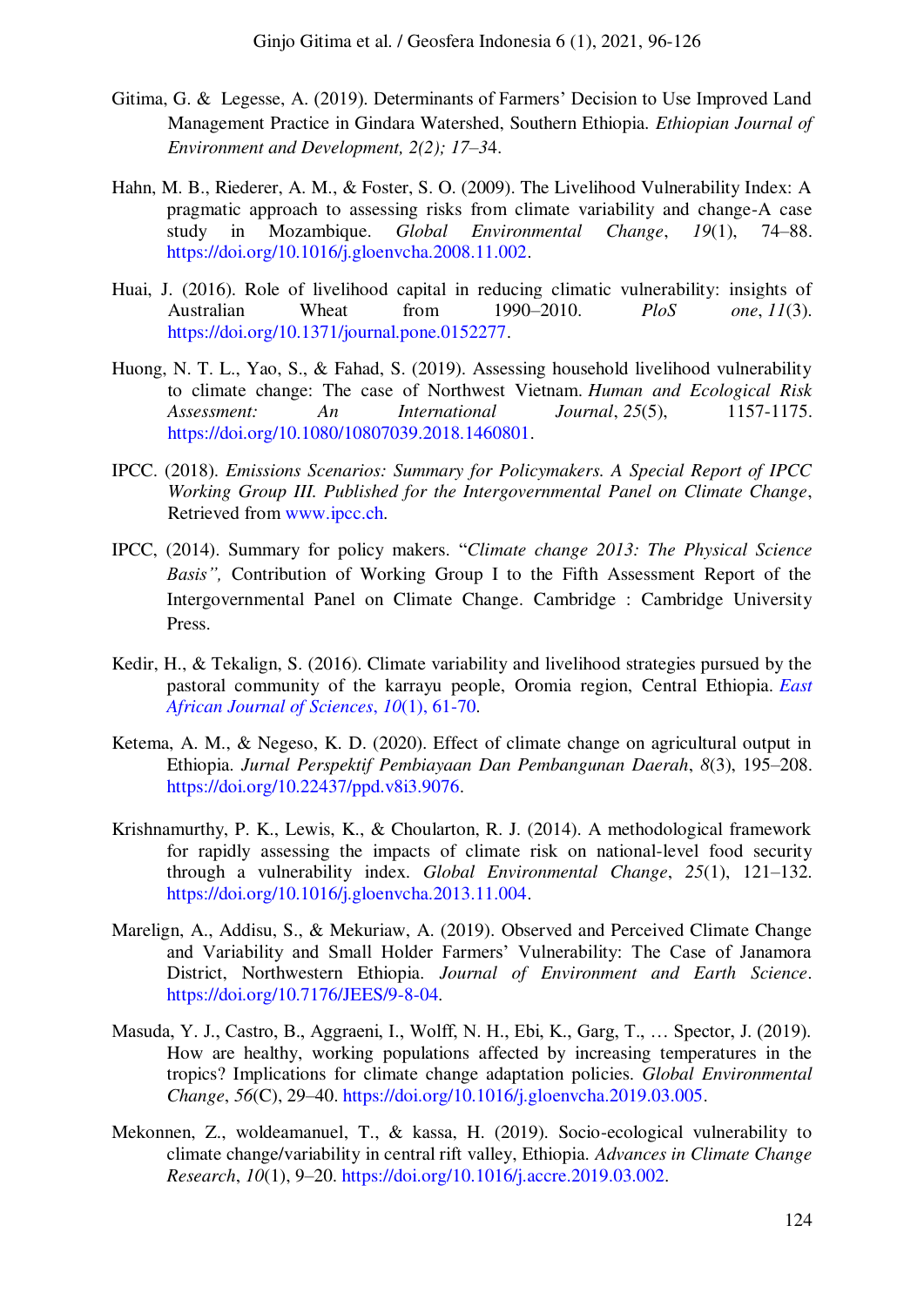Gitima, G. & Legesse, A. (2019). Determinants of Farmers' Decision to Use Improved Land Management Practice in Gindara Watershed, Southern Ethiopia. *Ethiopian Journal of Environment and Development, 2(2); 17–34*.

Hahn, M. B., Riederer, A. M., & Foster, S. O. (2009). The Livelihood Vulnerability Index: A pragmatic approach to assessing risks from climate variability and change-A case study in Mozambique. *Global Environmental Change*, *19*(1), 74–88. https://doi.org/10.1016/j.gloenvcha.2008.11.002.

Huai, J. (2016). Role of livelihood capital in reducing climatic vulnerability: insights of Australian Wheat from 1990–2010. *PloS one*, *11*(3). https://doi.org/10.1371/journal.pone.0152277.

Huong, N. T. L., Yao, S., & Fahad, S. (2019). Assessing household livelihood vulnerability to climate change: The case of Northwest Vietnam. *Human and Ecological Risk Assessment: An International Journal*, *25*(5), 1157-1175. https://doi.org/10.1080/10807039.2018.1460801.

IPCC. (2018). *Emissions Scenarios: Summary for Policymakers. A Special Report of IPCC Working Group III. Published for the Intergovernmental Panel on Climate Change*, Retrieved from www.ipcc.ch.

IPCC, (2014). Summary for policy makers. "*Climate change 2013: The Physical Science Basis",* Contribution of Working Group I to the Fifth Assessment Report of the Intergovernmental Panel on Climate Change. Cambridge : Cambridge University Press.

Kedir, H., & Tekalign, S. (2016). Climate variability and livelihood strategies pursued by the pastoral community of the karrayu people, Oromia region, Central Ethiopia. *East African Journal of Sciences*, *10*(1), 61-70.

Ketema, A. M., & Negeso, K. D. (2020). Effect of climate change on agricultural output in Ethiopia. *Jurnal Perspektif Pembiayaan Dan Pembangunan Daerah*, *8*(3), 195–208. https://doi.org/10.22437/ppd.v8i3.9076.

Krishnamurthy, P. K., Lewis, K., & Choularton, R. J. (2014). A methodological framework for rapidly assessing the impacts of climate risk on national-level food security through a vulnerability index. *Global Environmental Change*, *25*(1), 121–132. https://doi.org/10.1016/j.gloenvcha.2013.11.004.

Marelign, A., Addisu, S., & Mekuriaw, A. (2019). Observed and Perceived Climate Change and Variability and Small Holder Farmers' Vulnerability: The Case of Janamora District, Northwestern Ethiopia. *Journal of Environment and Earth Science*. https://doi.org/10.7176/JEES/9-8-04.

Masuda, Y. J., Castro, B., Aggraeni, I., Wolff, N. H., Ebi, K., Garg, T., … Spector, J. (2019). How are healthy, working populations affected by increasing temperatures in the tropics? Implications for climate change adaptation policies. *Global Environmental Change*, *56*(C), 29–40. https://doi.org/10.1016/j.gloenvcha.2019.03.005.

Mekonnen, Z., woldeamanuel, T., & kassa, H. (2019). Socio-ecological vulnerability to climate change/variability in central rift valley, Ethiopia. *Advances in Climate Change Research*, *10*(1), 9–20. https://doi.org/10.1016/j.accre.2019.03.002.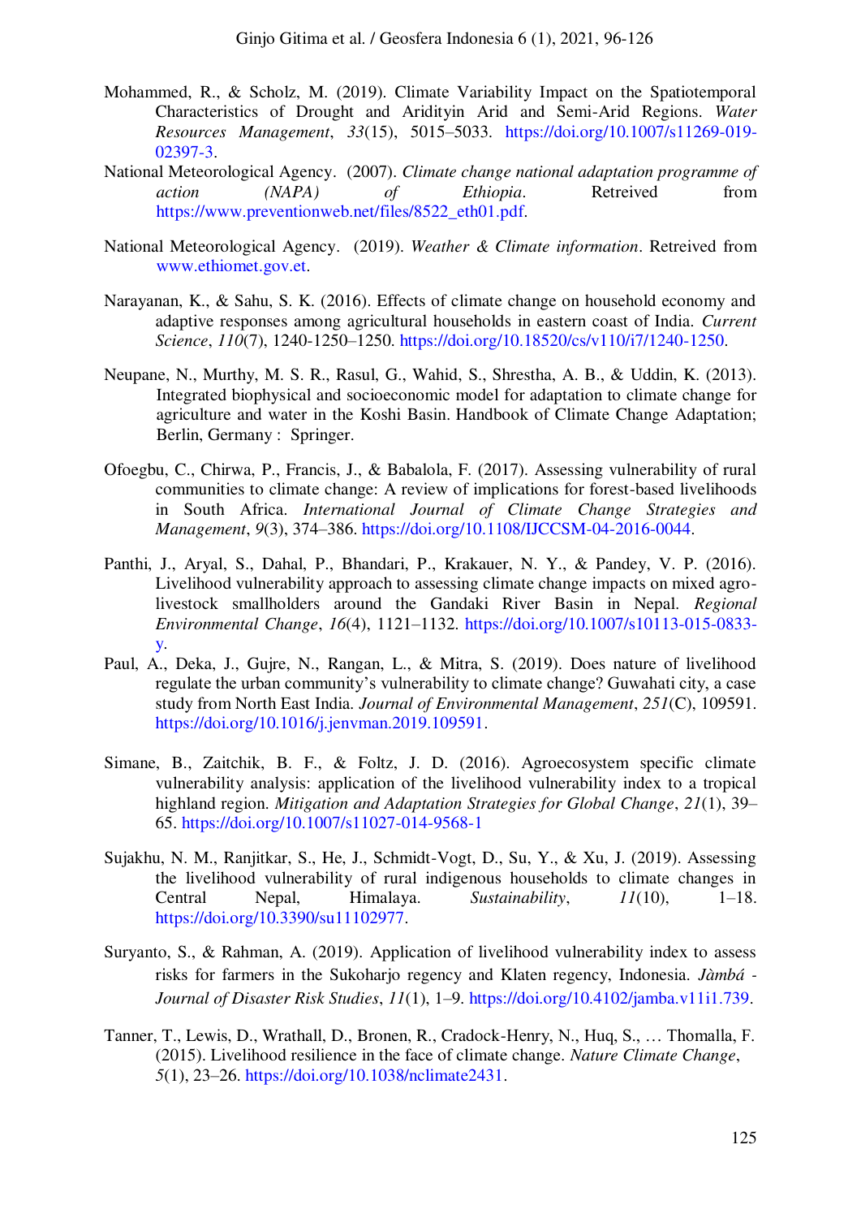Mohammed, R., & Scholz, M. (2019). Climate Variability Impact on the Spatiotemporal Characteristics of Drought and Aridityin Arid and Semi-Arid Regions. *Water Resources Management*, *33*(15), 5015–5033. https://doi.org/10.1007/s11269-019-02397-3.

National Meteorological Agency. (2007). *Climate change national adaptation programme of action (NAPA) of Ethiopia*. Retreived from https://www.preventionweb.net/files/8522_eth01.pdf.

National Meteorological Agency. (2019). *Weather & Climate information*. Retreived from www.ethiomet.gov.et.

Narayanan, K., & Sahu, S. K. (2016). Effects of climate change on household economy and adaptive responses among agricultural households in eastern coast of India. *Current Science*, *110*(7), 1240-1250–1250. https://doi.org/10.18520/cs/v110/i7/1240-1250.

Neupane, N., Murthy, M. S. R., Rasul, G., Wahid, S., Shrestha, A. B., & Uddin, K. (2013). Integrated biophysical and socioeconomic model for adaptation to climate change for agriculture and water in the Koshi Basin. Handbook of Climate Change Adaptation; Berlin, Germany : Springer.

Ofoegbu, C., Chirwa, P., Francis, J., & Babalola, F. (2017). Assessing vulnerability of rural communities to climate change: A review of implications for forest-based livelihoods in South Africa. *International Journal of Climate Change Strategies and Management*, *9*(3), 374–386. https://doi.org/10.1108/IJCCSM-04-2016-0044.

Panthi, J., Aryal, S., Dahal, P., Bhandari, P., Krakauer, N. Y., & Pandey, V. P. (2016). Livelihood vulnerability approach to assessing climate change impacts on mixed agro-livestock smallholders around the Gandaki River Basin in Nepal. *Regional Environmental Change*, *16*(4), 1121–1132. https://doi.org/10.1007/s10113-015-0833-y.

Paul, A., Deka, J., Gujre, N., Rangan, L., & Mitra, S. (2019). Does nature of livelihood regulate the urban community's vulnerability to climate change? Guwahati city, a case study from North East India. *Journal of Environmental Management*, *251*(C), 109591. https://doi.org/10.1016/j.jenvman.2019.109591.

Simane, B., Zaitchik, B. F., & Foltz, J. D. (2016). Agroecosystem specific climate vulnerability analysis: application of the livelihood vulnerability index to a tropical highland region. *Mitigation and Adaptation Strategies for Global Change*, *21*(1), 39–65. https://doi.org/10.1007/s11027-014-9568-1

Sujakhu, N. M., Ranjitkar, S., He, J., Schmidt-Vogt, D., Su, Y., & Xu, J. (2019). Assessing the livelihood vulnerability of rural indigenous households to climate changes in Central Nepal, Himalaya. *Sustainability*, *11*(10), 1–18. https://doi.org/10.3390/su11102977.

Suryanto, S., & Rahman, A. (2019). Application of livelihood vulnerability index to assess risks for farmers in the Sukoharjo regency and Klaten regency, Indonesia. *Jàmbá - Journal of Disaster Risk Studies*, *11*(1), 1–9. https://doi.org/10.4102/jamba.v11i1.739.

Tanner, T., Lewis, D., Wrathall, D., Bronen, R., Cradock-Henry, N., Huq, S., … Thomalla, F. (2015). Livelihood resilience in the face of climate change. *Nature Climate Change*, *5*(1), 23–26. https://doi.org/10.1038/nclimate2431.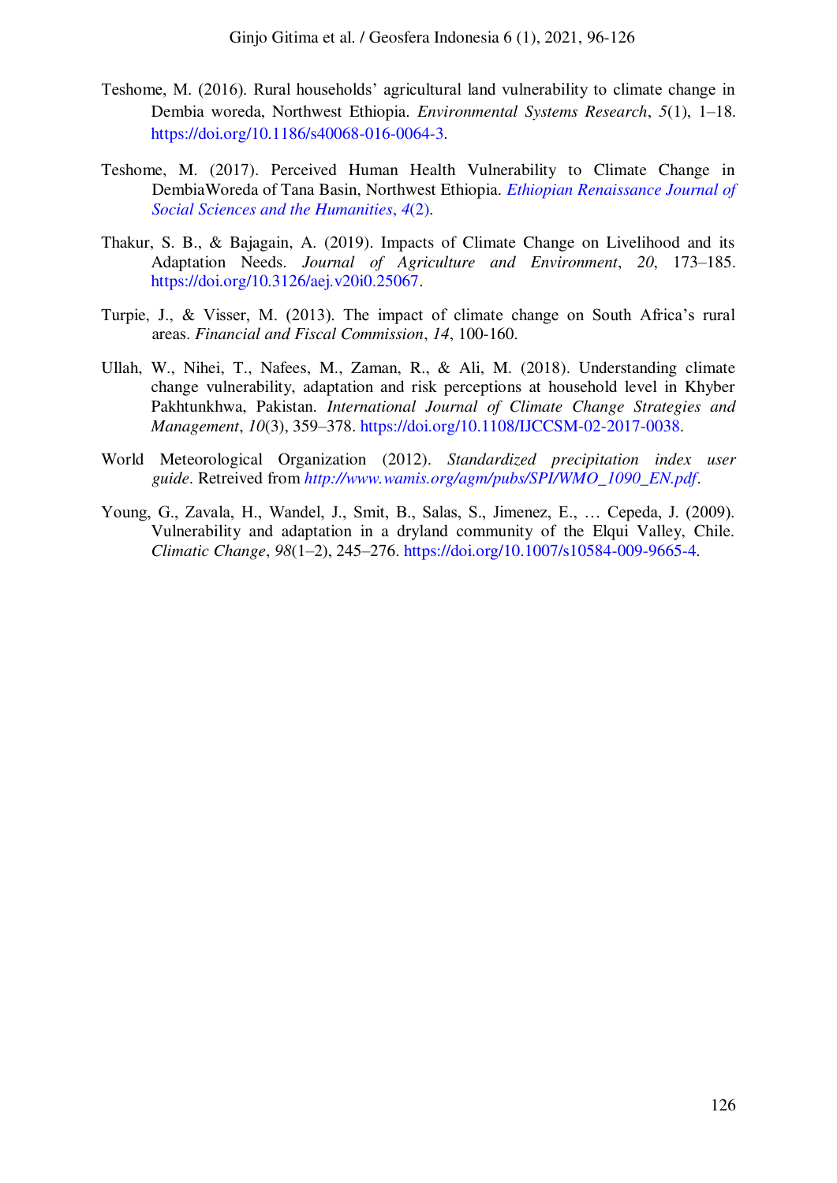Teshome, M. (2016). Rural households' agricultural land vulnerability to climate change in Dembia woreda, Northwest Ethiopia. *Environmental Systems Research*, *5*(1), 1–18. https://doi.org/10.1186/s40068-016-0064-3.

Teshome, M. (2017). Perceived Human Health Vulnerability to Climate Change in DembiaWoreda of Tana Basin, Northwest Ethiopia. *Ethiopian Renaissance Journal of Social Sciences and the Humanities*, *4*(2).

Thakur, S. B., & Bajagain, A. (2019). Impacts of Climate Change on Livelihood and its Adaptation Needs. *Journal of Agriculture and Environment*, *20*, 173–185. https://doi.org/10.3126/aej.v20i0.25067.

Turpie, J., & Visser, M. (2013). The impact of climate change on South Africa's rural areas. *Financial and Fiscal Commission*, *14*, 100-160.

Ullah, W., Nihei, T., Nafees, M., Zaman, R., & Ali, M. (2018). Understanding climate change vulnerability, adaptation and risk perceptions at household level in Khyber Pakhtunkhwa, Pakistan. *International Journal of Climate Change Strategies and Management*, *10*(3), 359–378. https://doi.org/10.1108/IJCCSM-02-2017-0038.

World Meteorological Organization (2012). *Standardized precipitation index user guide*. Retreived from *http://www.wamis.org/agm/pubs/SPI/WMO_1090_EN.pdf*.

Young, G., Zavala, H., Wandel, J., Smit, B., Salas, S., Jimenez, E., … Cepeda, J. (2009). Vulnerability and adaptation in a dryland community of the Elqui Valley, Chile. *Climatic Change*, *98*(1–2), 245–276. https://doi.org/10.1007/s10584-009-9665-4.